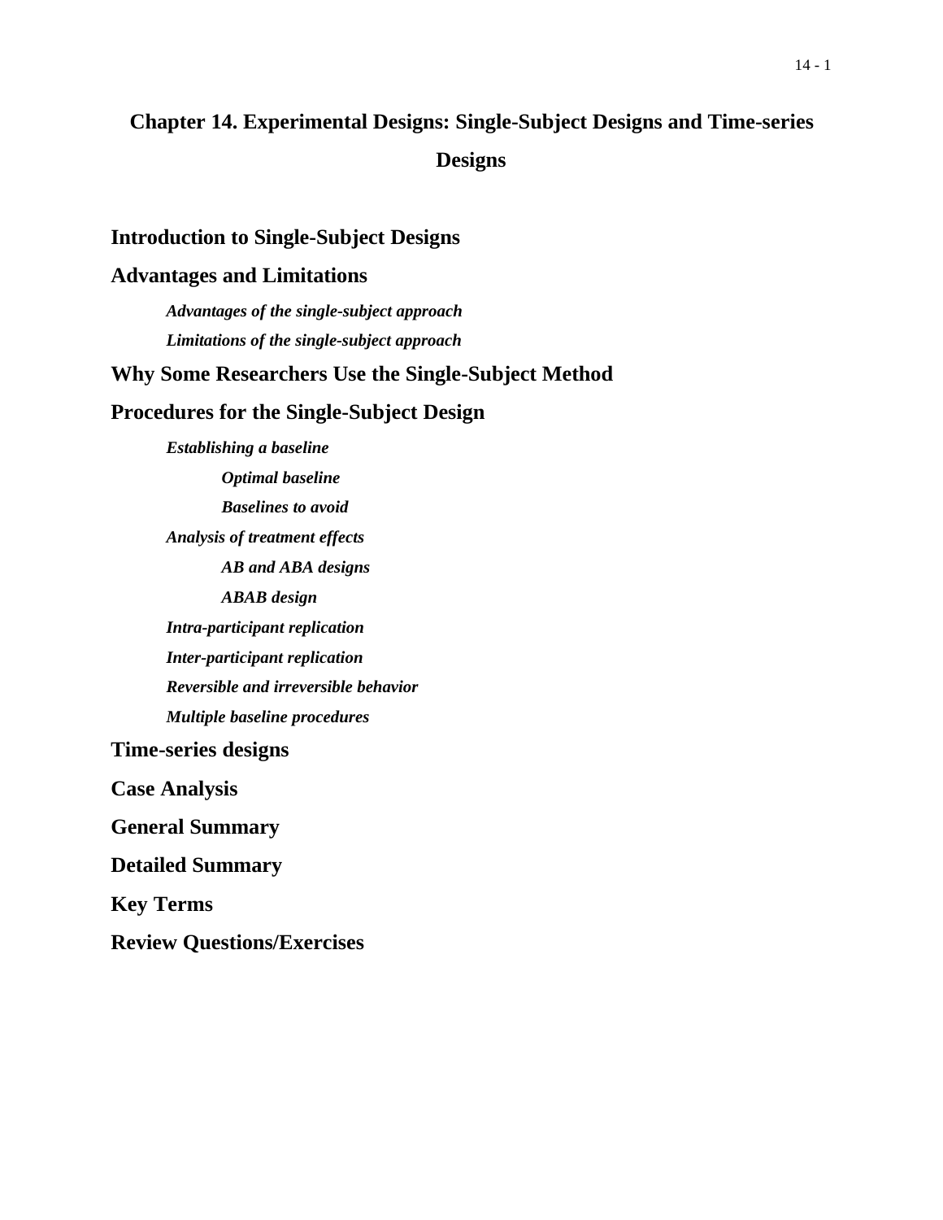# Chapter 14. Experimental Designs: Single-Subject Designs and Time-series Designs

## Introduction to Single-Subject Designs

## Advantages and Limitations

***Advantages of the single-subject approach***

***Limitations of the single-subject approach***

## Why Some Researchers Use the Single-Subject Method

## Procedures for the Single-Subject Design

***Establishing a baseline***

***Optimal baseline***

***Baselines to avoid***

***Analysis of treatment effects***

***AB and ABA designs***

***ABAB design***

***Intra-participant replication***

***Inter-participant replication***

***Reversible and irreversible behavior***

***Multiple baseline procedures***

## Time-series designs

## Case Analysis

## General Summary

## Detailed Summary

## Key Terms

## Review Questions/Exercises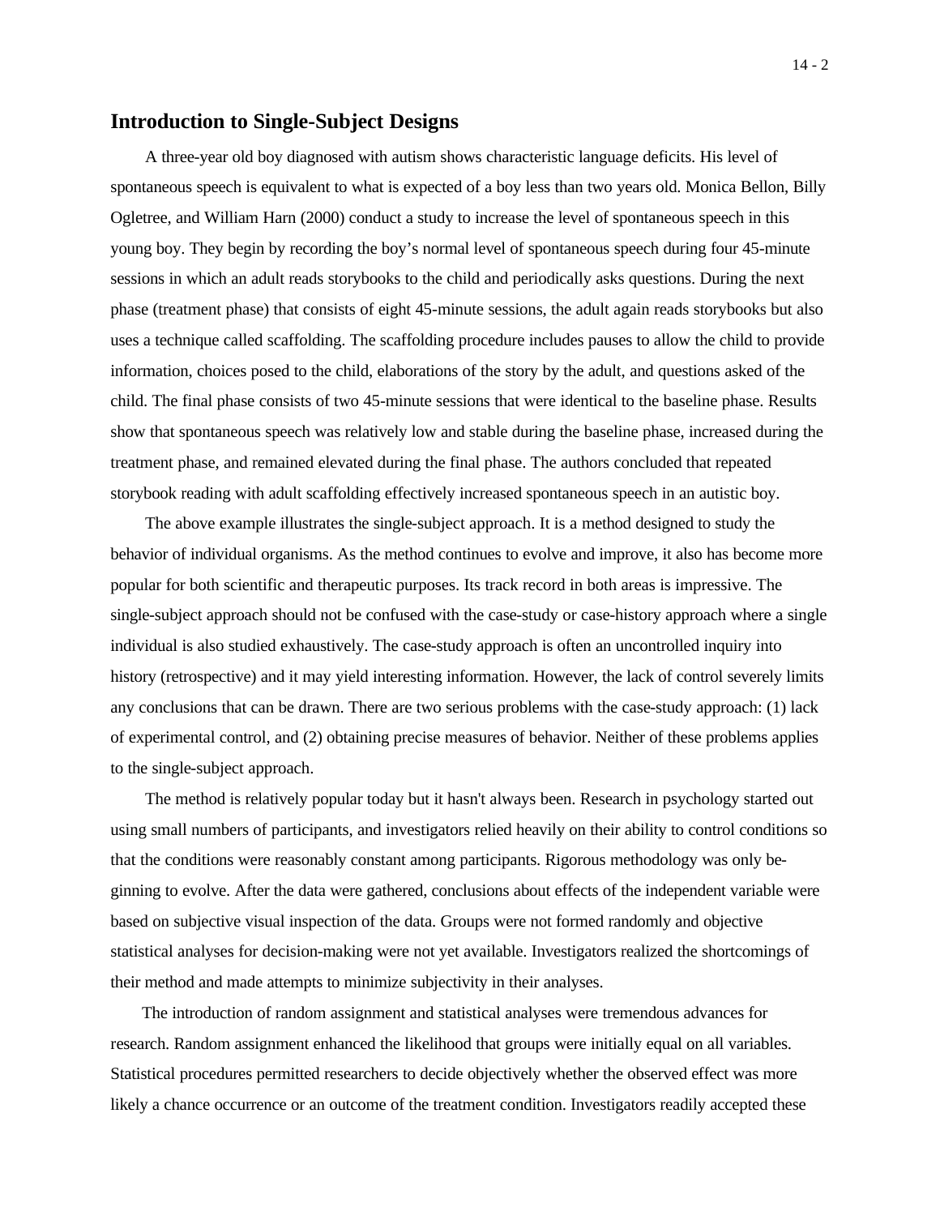## Introduction to Single-Subject Designs

A three-year old boy diagnosed with autism shows characteristic language deficits. His level of spontaneous speech is equivalent to what is expected of a boy less than two years old. Monica Bellon, Billy Ogletree, and William Harn (2000) conduct a study to increase the level of spontaneous speech in this young boy. They begin by recording the boy's normal level of spontaneous speech during four 45-minute sessions in which an adult reads storybooks to the child and periodically asks questions. During the next phase (treatment phase) that consists of eight 45-minute sessions, the adult again reads storybooks but also uses a technique called scaffolding. The scaffolding procedure includes pauses to allow the child to provide information, choices posed to the child, elaborations of the story by the adult, and questions asked of the child. The final phase consists of two 45-minute sessions that were identical to the baseline phase. Results show that spontaneous speech was relatively low and stable during the baseline phase, increased during the treatment phase, and remained elevated during the final phase. The authors concluded that repeated storybook reading with adult scaffolding effectively increased spontaneous speech in an autistic boy.

The above example illustrates the single-subject approach. It is a method designed to study the behavior of individual organisms. As the method continues to evolve and improve, it also has become more popular for both scientific and therapeutic purposes. Its track record in both areas is impressive. The single-subject approach should not be confused with the case-study or case-history approach where a single individual is also studied exhaustively. The case-study approach is often an uncontrolled inquiry into history (retrospective) and it may yield interesting information. However, the lack of control severely limits any conclusions that can be drawn. There are two serious problems with the case-study approach: (1) lack of experimental control, and (2) obtaining precise measures of behavior. Neither of these problems applies to the single-subject approach.

The method is relatively popular today but it hasn't always been. Research in psychology started out using small numbers of participants, and investigators relied heavily on their ability to control conditions so that the conditions were reasonably constant among participants. Rigorous methodology was only beginning to evolve. After the data were gathered, conclusions about effects of the independent variable were based on subjective visual inspection of the data. Groups were not formed randomly and objective statistical analyses for decision-making were not yet available. Investigators realized the shortcomings of their method and made attempts to minimize subjectivity in their analyses.

The introduction of random assignment and statistical analyses were tremendous advances for research. Random assignment enhanced the likelihood that groups were initially equal on all variables. Statistical procedures permitted researchers to decide objectively whether the observed effect was more likely a chance occurrence or an outcome of the treatment condition. Investigators readily accepted these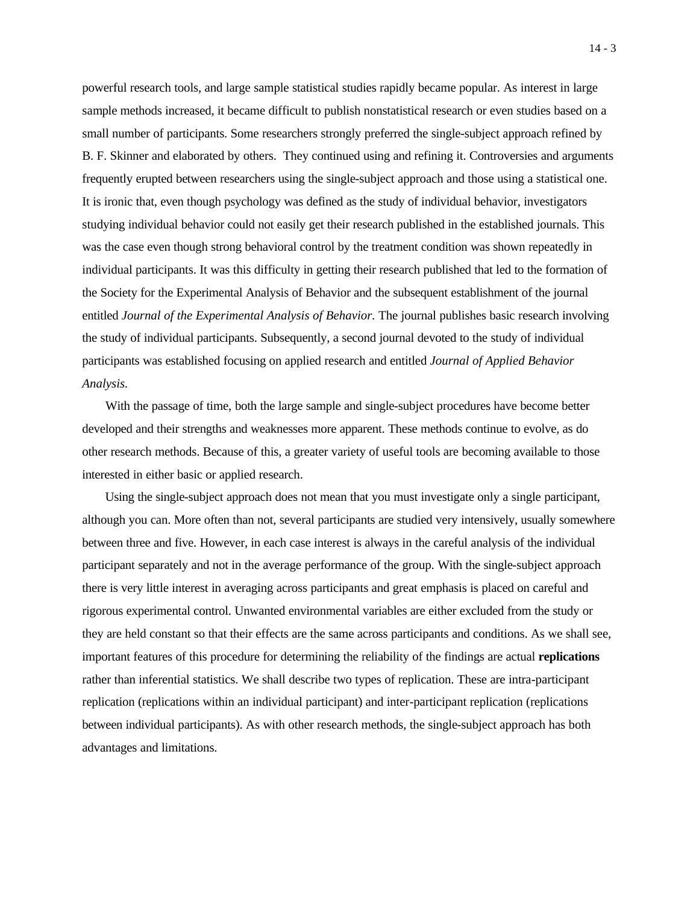powerful research tools, and large sample statistical studies rapidly became popular. As interest in large sample methods increased, it became difficult to publish nonstatistical research or even studies based on a small number of participants. Some researchers strongly preferred the single-subject approach refined by B. F. Skinner and elaborated by others. They continued using and refining it. Controversies and arguments frequently erupted between researchers using the single-subject approach and those using a statistical one. It is ironic that, even though psychology was defined as the study of individual behavior, investigators studying individual behavior could not easily get their research published in the established journals. This was the case even though strong behavioral control by the treatment condition was shown repeatedly in individual participants. It was this difficulty in getting their research published that led to the formation of the Society for the Experimental Analysis of Behavior and the subsequent establishment of the journal entitled *Journal of the Experimental Analysis of Behavior.* The journal publishes basic research involving the study of individual participants. Subsequently, a second journal devoted to the study of individual participants was established focusing on applied research and entitled *Journal of Applied Behavior Analysis.*

With the passage of time, both the large sample and single-subject procedures have become better developed and their strengths and weaknesses more apparent. These methods continue to evolve, as do other research methods. Because of this, a greater variety of useful tools are becoming available to those interested in either basic or applied research.

Using the single-subject approach does not mean that you must investigate only a single participant, although you can. More often than not, several participants are studied very intensively, usually somewhere between three and five. However, in each case interest is always in the careful analysis of the individual participant separately and not in the average performance of the group. With the single-subject approach there is very little interest in averaging across participants and great emphasis is placed on careful and rigorous experimental control. Unwanted environmental variables are either excluded from the study or they are held constant so that their effects are the same across participants and conditions. As we shall see, important features of this procedure for determining the reliability of the findings are actual **replications** rather than inferential statistics. We shall describe two types of replication. These are intra-participant replication (replications within an individual participant) and inter-participant replication (replications between individual participants). As with other research methods, the single-subject approach has both advantages and limitations.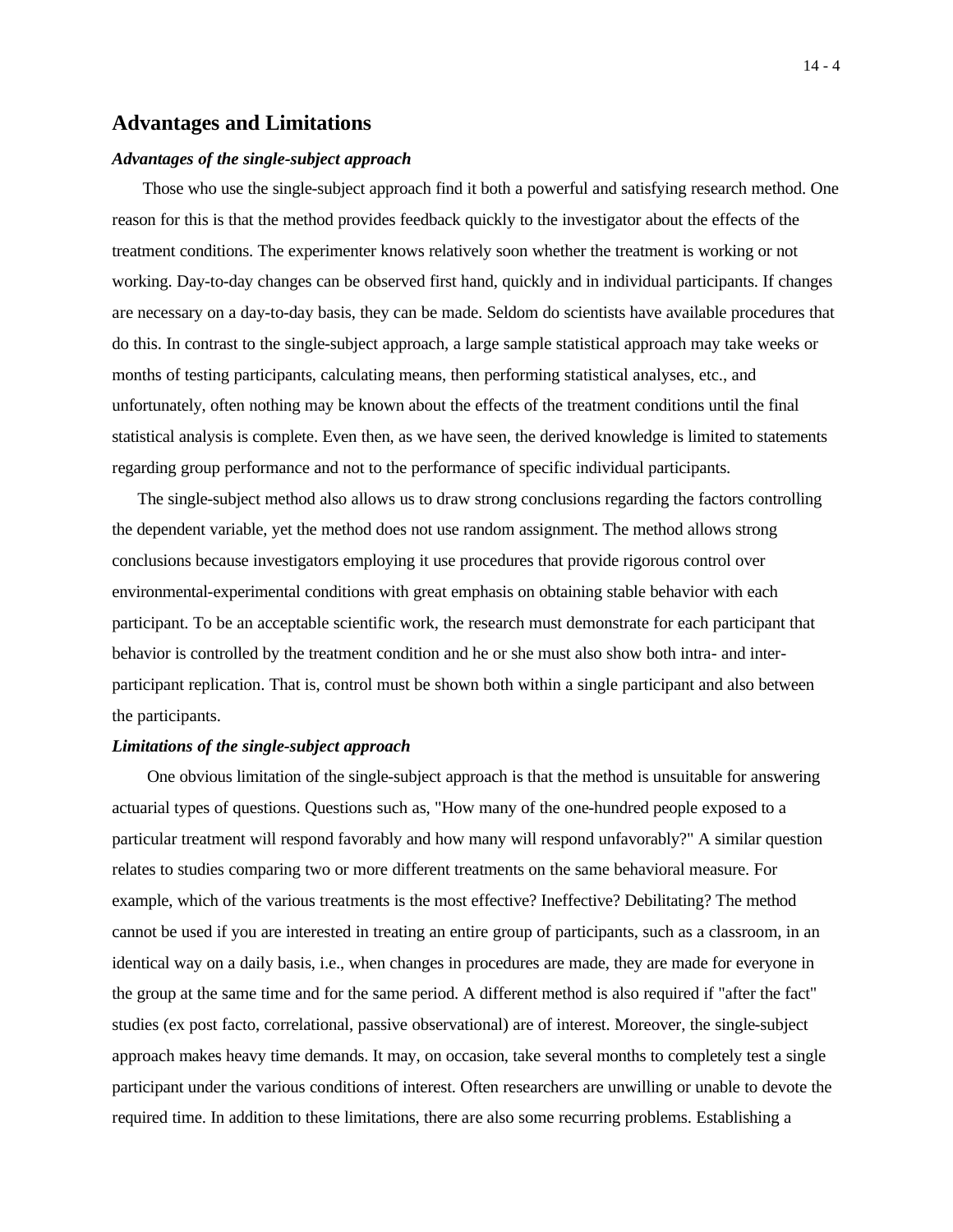## Advantages and Limitations

### *Advantages of the single-subject approach*

Those who use the single-subject approach find it both a powerful and satisfying research method. One reason for this is that the method provides feedback quickly to the investigator about the effects of the treatment conditions. The experimenter knows relatively soon whether the treatment is working or not working. Day-to-day changes can be observed first hand, quickly and in individual participants. If changes are necessary on a day-to-day basis, they can be made. Seldom do scientists have available procedures that do this. In contrast to the single-subject approach, a large sample statistical approach may take weeks or months of testing participants, calculating means, then performing statistical analyses, etc., and unfortunately, often nothing may be known about the effects of the treatment conditions until the final statistical analysis is complete. Even then, as we have seen, the derived knowledge is limited to statements regarding group performance and not to the performance of specific individual participants.

The single-subject method also allows us to draw strong conclusions regarding the factors controlling the dependent variable, yet the method does not use random assignment. The method allows strong conclusions because investigators employing it use procedures that provide rigorous control over environmental-experimental conditions with great emphasis on obtaining stable behavior with each participant. To be an acceptable scientific work, the research must demonstrate for each participant that behavior is controlled by the treatment condition and he or she must also show both intra- and inter-participant replication. That is, control must be shown both within a single participant and also between the participants.

### *Limitations of the single-subject approach*

One obvious limitation of the single-subject approach is that the method is unsuitable for answering actuarial types of questions. Questions such as, "How many of the one-hundred people exposed to a particular treatment will respond favorably and how many will respond unfavorably?" A similar question relates to studies comparing two or more different treatments on the same behavioral measure. For example, which of the various treatments is the most effective? Ineffective? Debilitating? The method cannot be used if you are interested in treating an entire group of participants, such as a classroom, in an identical way on a daily basis, i.e., when changes in procedures are made, they are made for everyone in the group at the same time and for the same period. A different method is also required if "after the fact" studies (ex post facto, correlational, passive observational) are of interest. Moreover, the single-subject approach makes heavy time demands. It may, on occasion, take several months to completely test a single participant under the various conditions of interest. Often researchers are unwilling or unable to devote the required time. In addition to these limitations, there are also some recurring problems. Establishing a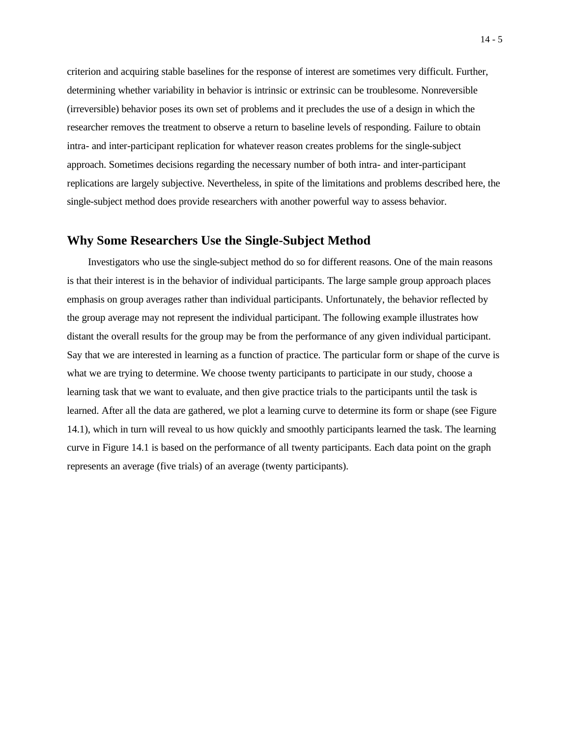criterion and acquiring stable baselines for the response of interest are sometimes very difficult. Further, determining whether variability in behavior is intrinsic or extrinsic can be troublesome. Nonreversible (irreversible) behavior poses its own set of problems and it precludes the use of a design in which the researcher removes the treatment to observe a return to baseline levels of responding. Failure to obtain intra- and inter-participant replication for whatever reason creates problems for the single-subject approach. Sometimes decisions regarding the necessary number of both intra- and inter-participant replications are largely subjective. Nevertheless, in spite of the limitations and problems described here, the single-subject method does provide researchers with another powerful way to assess behavior.

## Why Some Researchers Use the Single-Subject Method

Investigators who use the single-subject method do so for different reasons. One of the main reasons is that their interest is in the behavior of individual participants. The large sample group approach places emphasis on group averages rather than individual participants. Unfortunately, the behavior reflected by the group average may not represent the individual participant. The following example illustrates how distant the overall results for the group may be from the performance of any given individual participant. Say that we are interested in learning as a function of practice. The particular form or shape of the curve is what we are trying to determine. We choose twenty participants to participate in our study, choose a learning task that we want to evaluate, and then give practice trials to the participants until the task is learned. After all the data are gathered, we plot a learning curve to determine its form or shape (see Figure 14.1), which in turn will reveal to us how quickly and smoothly participants learned the task. The learning curve in Figure 14.1 is based on the performance of all twenty participants. Each data point on the graph represents an average (five trials) of an average (twenty participants).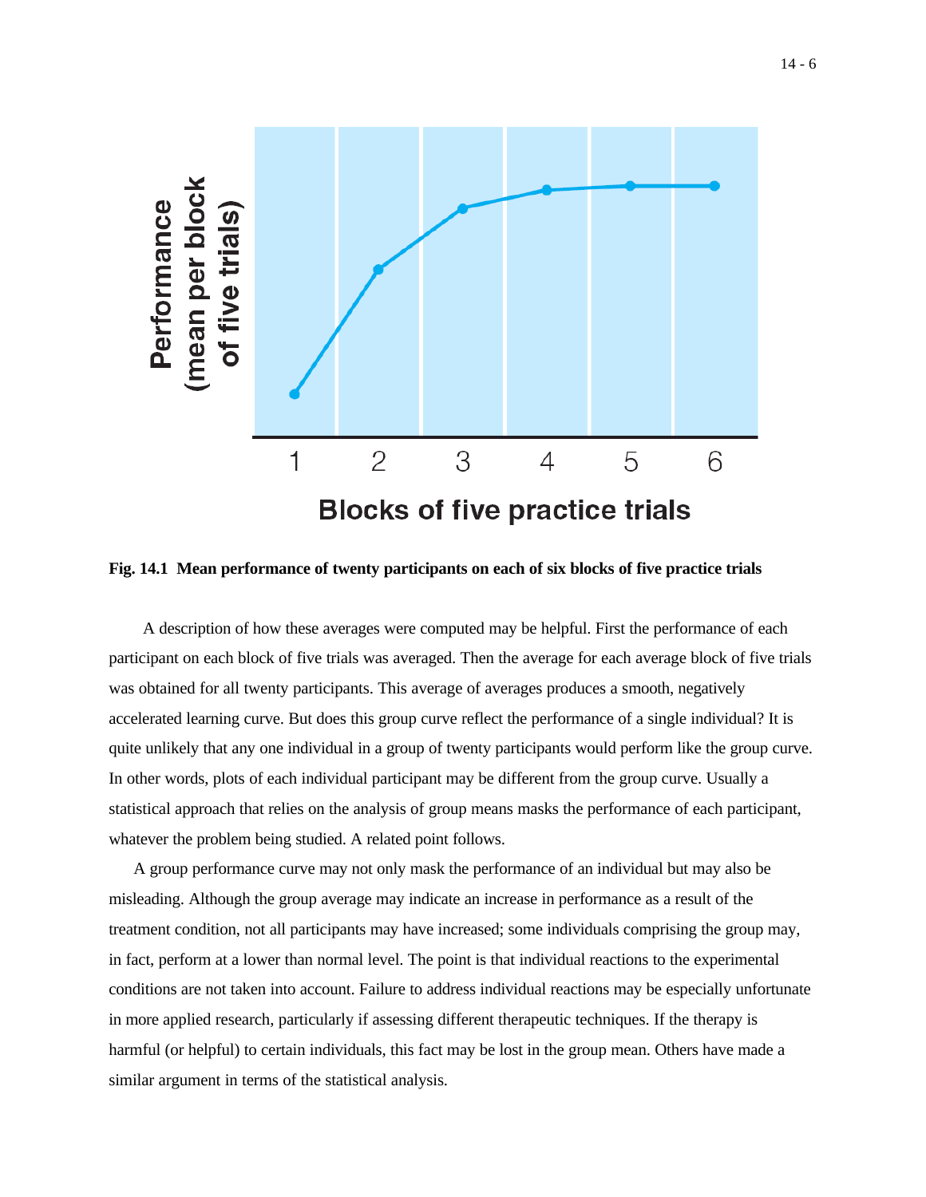Performance
(mean per block
of five trials)

1
2
3
4
5
6

Blocks of five practice trials

**Fig. 14.1 Mean performance of twenty participants on each of six blocks of five practice trials**

A description of how these averages were computed may be helpful. First the performance of each participant on each block of five trials was averaged. Then the average for each average block of five trials was obtained for all twenty participants. This average of averages produces a smooth, negatively accelerated learning curve. But does this group curve reflect the performance of a single individual? It is quite unlikely that any one individual in a group of twenty participants would perform like the group curve. In other words, plots of each individual participant may be different from the group curve. Usually a statistical approach that relies on the analysis of group means masks the performance of each participant, whatever the problem being studied. A related point follows.

A group performance curve may not only mask the performance of an individual but may also be misleading. Although the group average may indicate an increase in performance as a result of the treatment condition, not all participants may have increased; some individuals comprising the group may, in fact, perform at a lower than normal level. The point is that individual reactions to the experimental conditions are not taken into account. Failure to address individual reactions may be especially unfortunate in more applied research, particularly if assessing different therapeutic techniques. If the therapy is harmful (or helpful) to certain individuals, this fact may be lost in the group mean. Others have made a similar argument in terms of the statistical analysis.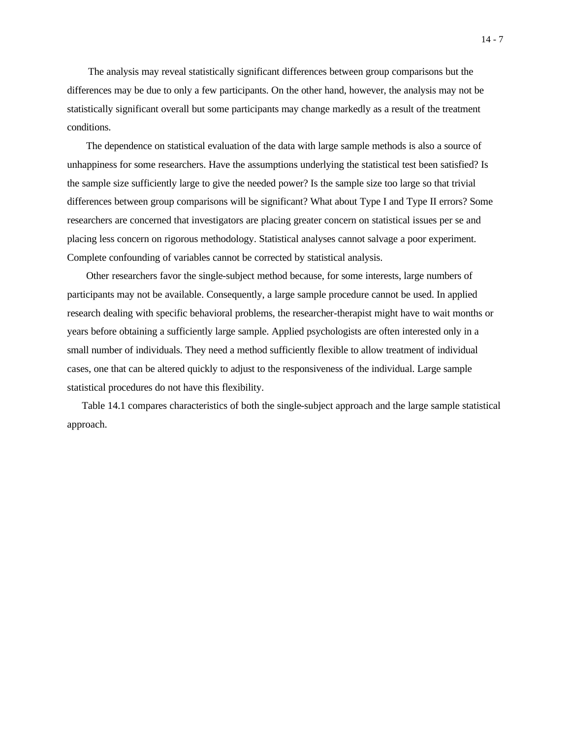The analysis may reveal statistically significant differences between group comparisons but the differences may be due to only a few participants. On the other hand, however, the analysis may not be statistically significant overall but some participants may change markedly as a result of the treatment conditions.

The dependence on statistical evaluation of the data with large sample methods is also a source of unhappiness for some researchers. Have the assumptions underlying the statistical test been satisfied? Is the sample size sufficiently large to give the needed power? Is the sample size too large so that trivial differences between group comparisons will be significant? What about Type I and Type II errors? Some researchers are concerned that investigators are placing greater concern on statistical issues per se and placing less concern on rigorous methodology. Statistical analyses cannot salvage a poor experiment. Complete confounding of variables cannot be corrected by statistical analysis.

Other researchers favor the single-subject method because, for some interests, large numbers of participants may not be available. Consequently, a large sample procedure cannot be used. In applied research dealing with specific behavioral problems, the researcher-therapist might have to wait months or years before obtaining a sufficiently large sample. Applied psychologists are often interested only in a small number of individuals. They need a method sufficiently flexible to allow treatment of individual cases, one that can be altered quickly to adjust to the responsiveness of the individual. Large sample statistical procedures do not have this flexibility.

Table 14.1 compares characteristics of both the single-subject approach and the large sample statistical approach.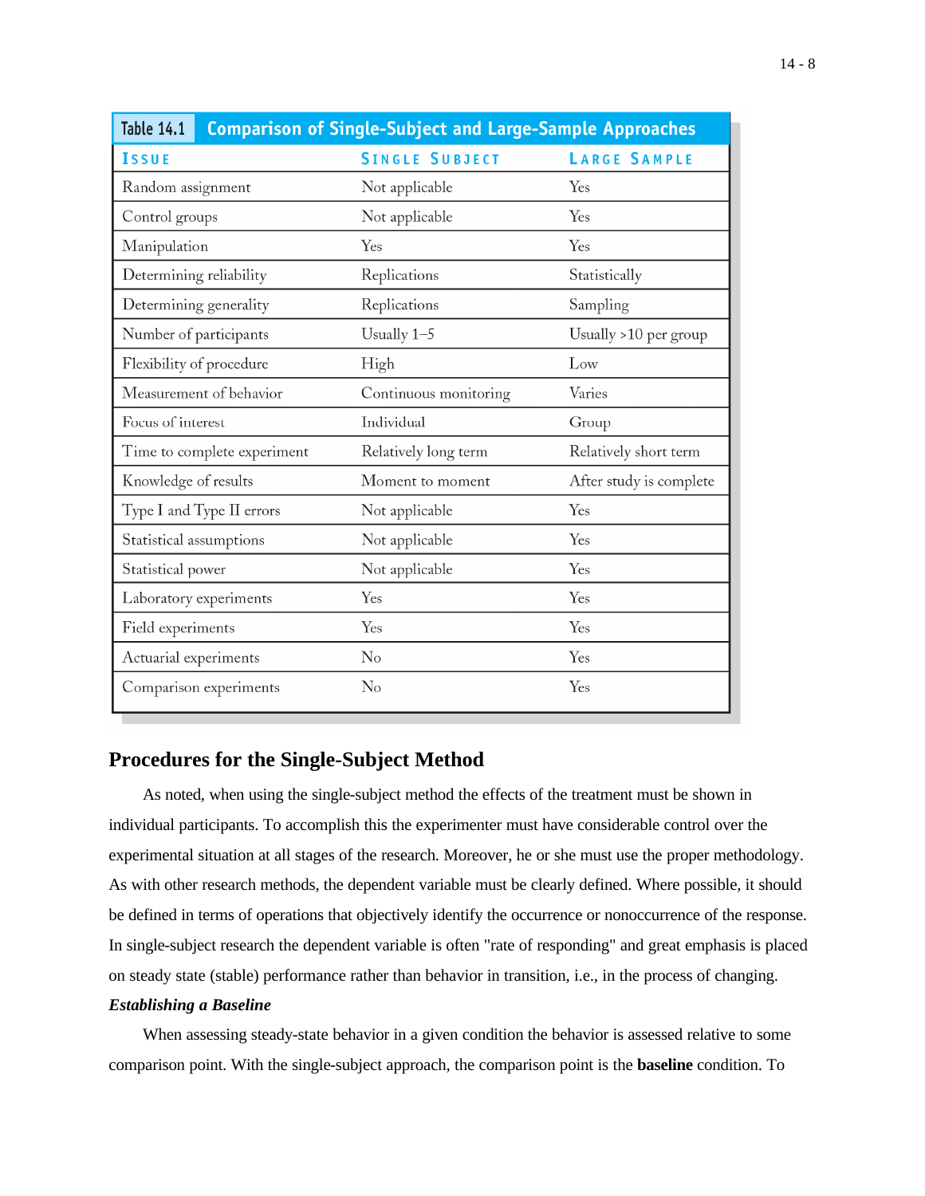**Table 14.1 Comparison of Single-Subject and Large-Sample Approaches**

| Issue | Single Subject | Large Sample |
|---|---|---|
| Random assignment | Not applicable | Yes |
| Control groups | Not applicable | Yes |
| Manipulation | Yes | Yes |
| Determining reliability | Replications | Statistically |
| Determining generality | Replications | Sampling |
| Number of participants | Usually 1–5 | Usually >10 per group |
| Flexibility of procedure | High | Low |
| Measurement of behavior | Continuous monitoring | Varies |
| Focus of interest | Individual | Group |
| Time to complete experiment | Relatively long term | Relatively short term |
| Knowledge of results | Moment to moment | After study is complete |
| Type I and Type II errors | Not applicable | Yes |
| Statistical assumptions | Not applicable | Yes |
| Statistical power | Not applicable | Yes |
| Laboratory experiments | Yes | Yes |
| Field experiments | Yes | Yes |
| Actuarial experiments | No | Yes |
| Comparison experiments | No | Yes |

## Procedures for the Single-Subject Method

As noted, when using the single-subject method the effects of the treatment must be shown in individual participants. To accomplish this the experimenter must have considerable control over the experimental situation at all stages of the research. Moreover, he or she must use the proper methodology. As with other research methods, the dependent variable must be clearly defined. Where possible, it should be defined in terms of operations that objectively identify the occurrence or nonoccurrence of the response. In single-subject research the dependent variable is often "rate of responding" and great emphasis is placed on steady state (stable) performance rather than behavior in transition, i.e., in the process of changing.

***Establishing a Baseline***

When assessing steady-state behavior in a given condition the behavior is assessed relative to some comparison point. With the single-subject approach, the comparison point is the **baseline** condition. To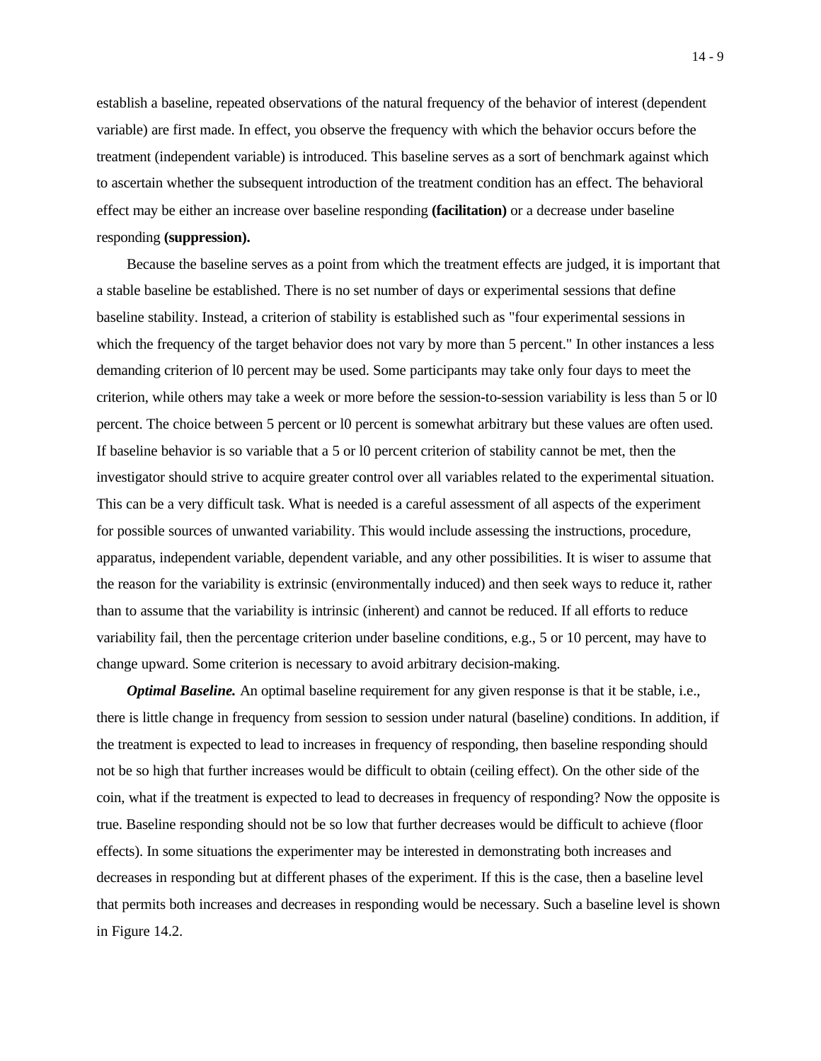establish a baseline, repeated observations of the natural frequency of the behavior of interest (dependent variable) are first made. In effect, you observe the frequency with which the behavior occurs before the treatment (independent variable) is introduced. This baseline serves as a sort of benchmark against which to ascertain whether the subsequent introduction of the treatment condition has an effect. The behavioral effect may be either an increase over baseline responding **(facilitation)** or a decrease under baseline responding **(suppression).**

Because the baseline serves as a point from which the treatment effects are judged, it is important that a stable baseline be established. There is no set number of days or experimental sessions that define baseline stability. Instead, a criterion of stability is established such as "four experimental sessions in which the frequency of the target behavior does not vary by more than 5 percent." In other instances a less demanding criterion of l0 percent may be used. Some participants may take only four days to meet the criterion, while others may take a week or more before the session-to-session variability is less than 5 or l0 percent. The choice between 5 percent or l0 percent is somewhat arbitrary but these values are often used. If baseline behavior is so variable that a 5 or l0 percent criterion of stability cannot be met, then the investigator should strive to acquire greater control over all variables related to the experimental situation. This can be a very difficult task. What is needed is a careful assessment of all aspects of the experiment for possible sources of unwanted variability. This would include assessing the instructions, procedure, apparatus, independent variable, dependent variable, and any other possibilities. It is wiser to assume that the reason for the variability is extrinsic (environmentally induced) and then seek ways to reduce it, rather than to assume that the variability is intrinsic (inherent) and cannot be reduced. If all efforts to reduce variability fail, then the percentage criterion under baseline conditions, e.g., 5 or 10 percent, may have to change upward. Some criterion is necessary to avoid arbitrary decision-making.

***Optimal Baseline.*** An optimal baseline requirement for any given response is that it be stable, i.e., there is little change in frequency from session to session under natural (baseline) conditions. In addition, if the treatment is expected to lead to increases in frequency of responding, then baseline responding should not be so high that further increases would be difficult to obtain (ceiling effect). On the other side of the coin, what if the treatment is expected to lead to decreases in frequency of responding? Now the opposite is true. Baseline responding should not be so low that further decreases would be difficult to achieve (floor effects). In some situations the experimenter may be interested in demonstrating both increases and decreases in responding but at different phases of the experiment. If this is the case, then a baseline level that permits both increases and decreases in responding would be necessary. Such a baseline level is shown in Figure 14.2.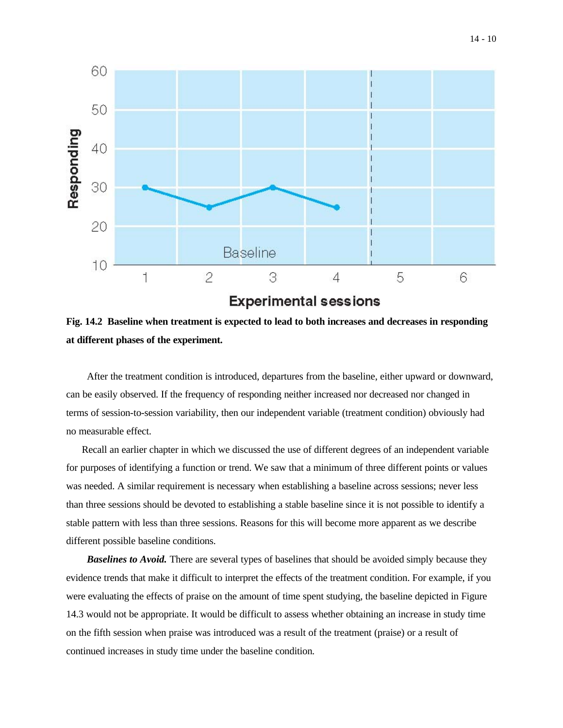60
50
40
30
20
10

Responding

Baseline

1 2 3 4 5 6

Experimental sessions

**Fig. 14.2 Baseline when treatment is expected to lead to both increases and decreases in responding at different phases of the experiment.**

After the treatment condition is introduced, departures from the baseline, either upward or downward, can be easily observed. If the frequency of responding neither increased nor decreased nor changed in terms of session-to-session variability, then our independent variable (treatment condition) obviously had no measurable effect.

Recall an earlier chapter in which we discussed the use of different degrees of an independent variable for purposes of identifying a function or trend. We saw that a minimum of three different points or values was needed. A similar requirement is necessary when establishing a baseline across sessions; never less than three sessions should be devoted to establishing a stable baseline since it is not possible to identify a stable pattern with less than three sessions. Reasons for this will become more apparent as we describe different possible baseline conditions.

***Baselines to Avoid.*** There are several types of baselines that should be avoided simply because they evidence trends that make it difficult to interpret the effects of the treatment condition. For example, if you were evaluating the effects of praise on the amount of time spent studying, the baseline depicted in Figure 14.3 would not be appropriate. It would be difficult to assess whether obtaining an increase in study time on the fifth session when praise was introduced was a result of the treatment (praise) or a result of continued increases in study time under the baseline condition.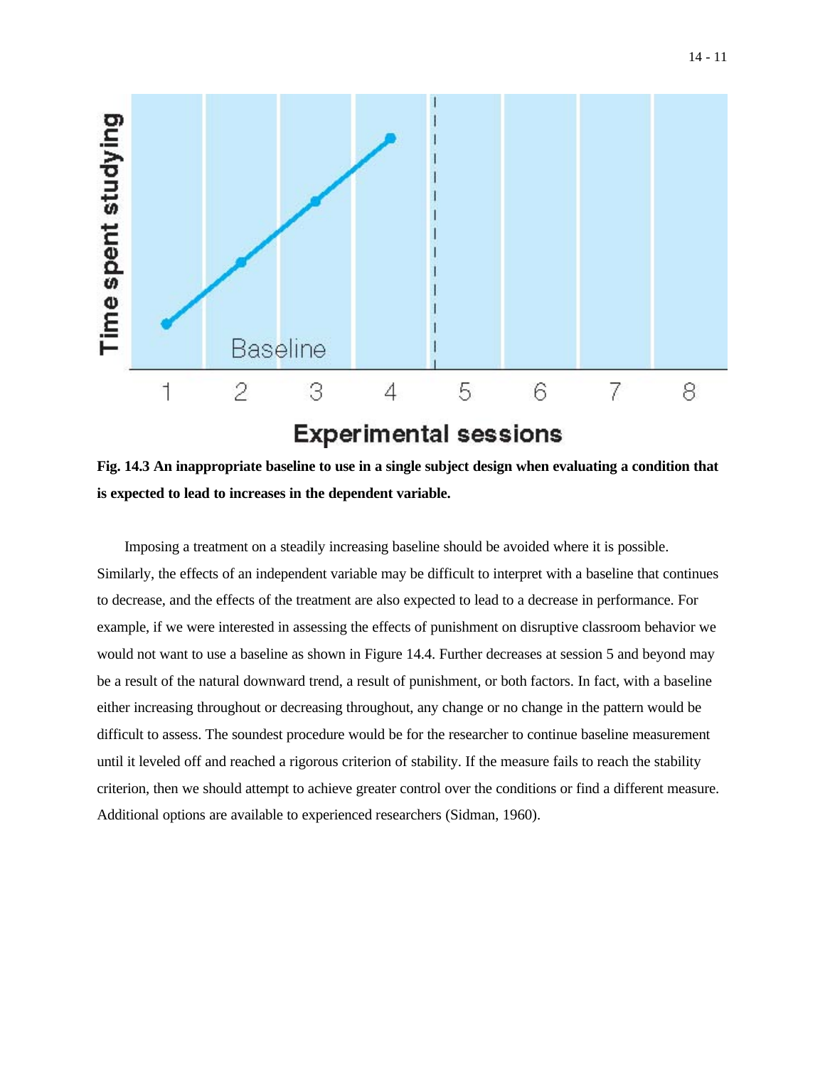Time spent studying

Baseline

1 2 3 4 5 6 7 8

Experimental sessions

**Fig. 14.3 An inappropriate baseline to use in a single subject design when evaluating a condition that is expected to lead to increases in the dependent variable.**

Imposing a treatment on a steadily increasing baseline should be avoided where it is possible. Similarly, the effects of an independent variable may be difficult to interpret with a baseline that continues to decrease, and the effects of the treatment are also expected to lead to a decrease in performance. For example, if we were interested in assessing the effects of punishment on disruptive classroom behavior we would not want to use a baseline as shown in Figure 14.4. Further decreases at session 5 and beyond may be a result of the natural downward trend, a result of punishment, or both factors. In fact, with a baseline either increasing throughout or decreasing throughout, any change or no change in the pattern would be difficult to assess. The soundest procedure would be for the researcher to continue baseline measurement until it leveled off and reached a rigorous criterion of stability. If the measure fails to reach the stability criterion, then we should attempt to achieve greater control over the conditions or find a different measure. Additional options are available to experienced researchers (Sidman, 1960).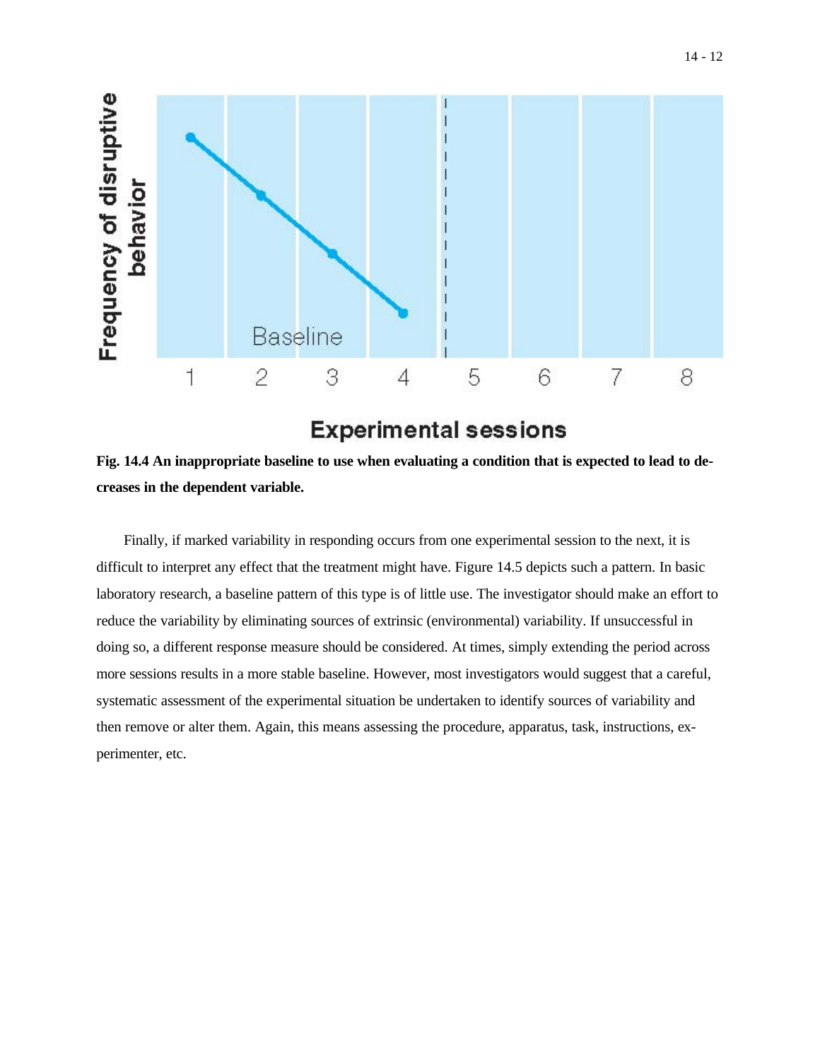Frequency of disruptive behavior

Baseline

1 2 3 4 5 6 7 8

Experimental sessions

**Fig. 14.4 An inappropriate baseline to use when evaluating a condition that is expected to lead to decreases in the dependent variable.**

Finally, if marked variability in responding occurs from one experimental session to the next, it is difficult to interpret any effect that the treatment might have. Figure 14.5 depicts such a pattern. In basic laboratory research, a baseline pattern of this type is of little use. The investigator should make an effort to reduce the variability by eliminating sources of extrinsic (environmental) variability. If unsuccessful in doing so, a different response measure should be considered. At times, simply extending the period across more sessions results in a more stable baseline. However, most investigators would suggest that a careful, systematic assessment of the experimental situation be undertaken to identify sources of variability and then remove or alter them. Again, this means assessing the procedure, apparatus, task, instructions, experimenter, etc.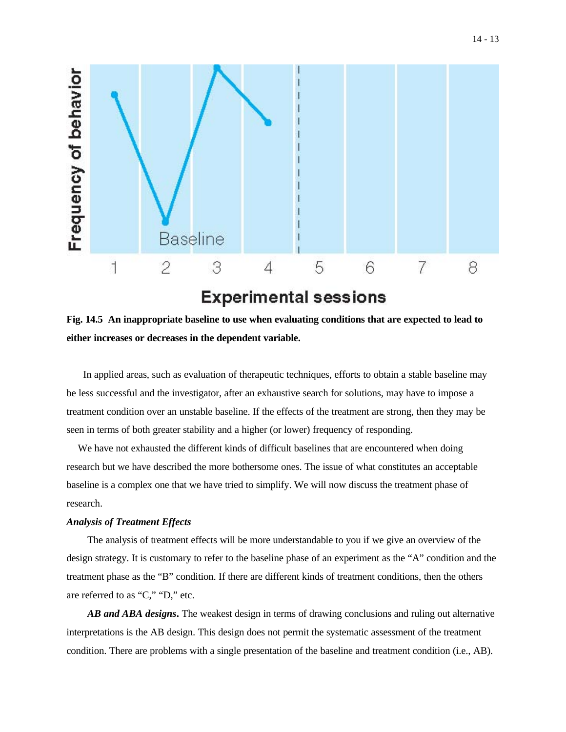Frequency of behavior

Baseline

1 2 3 4 5 6 7 8

Experimental sessions

**Fig. 14.5 An inappropriate baseline to use when evaluating conditions that are expected to lead to either increases or decreases in the dependent variable.**

In applied areas, such as evaluation of therapeutic techniques, efforts to obtain a stable baseline may be less successful and the investigator, after an exhaustive search for solutions, may have to impose a treatment condition over an unstable baseline. If the effects of the treatment are strong, then they may be seen in terms of both greater stability and a higher (or lower) frequency of responding.

We have not exhausted the different kinds of difficult baselines that are encountered when doing research but we have described the more bothersome ones. The issue of what constitutes an acceptable baseline is a complex one that we have tried to simplify. We will now discuss the treatment phase of research.

### *Analysis of Treatment Effects*

The analysis of treatment effects will be more understandable to you if we give an overview of the design strategy. It is customary to refer to the baseline phase of an experiment as the "A" condition and the treatment phase as the "B" condition. If there are different kinds of treatment conditions, then the others are referred to as "C," "D," etc.

***AB and ABA designs*.** The weakest design in terms of drawing conclusions and ruling out alternative interpretations is the AB design. This design does not permit the systematic assessment of the treatment condition. There are problems with a single presentation of the baseline and treatment condition (i.e., AB).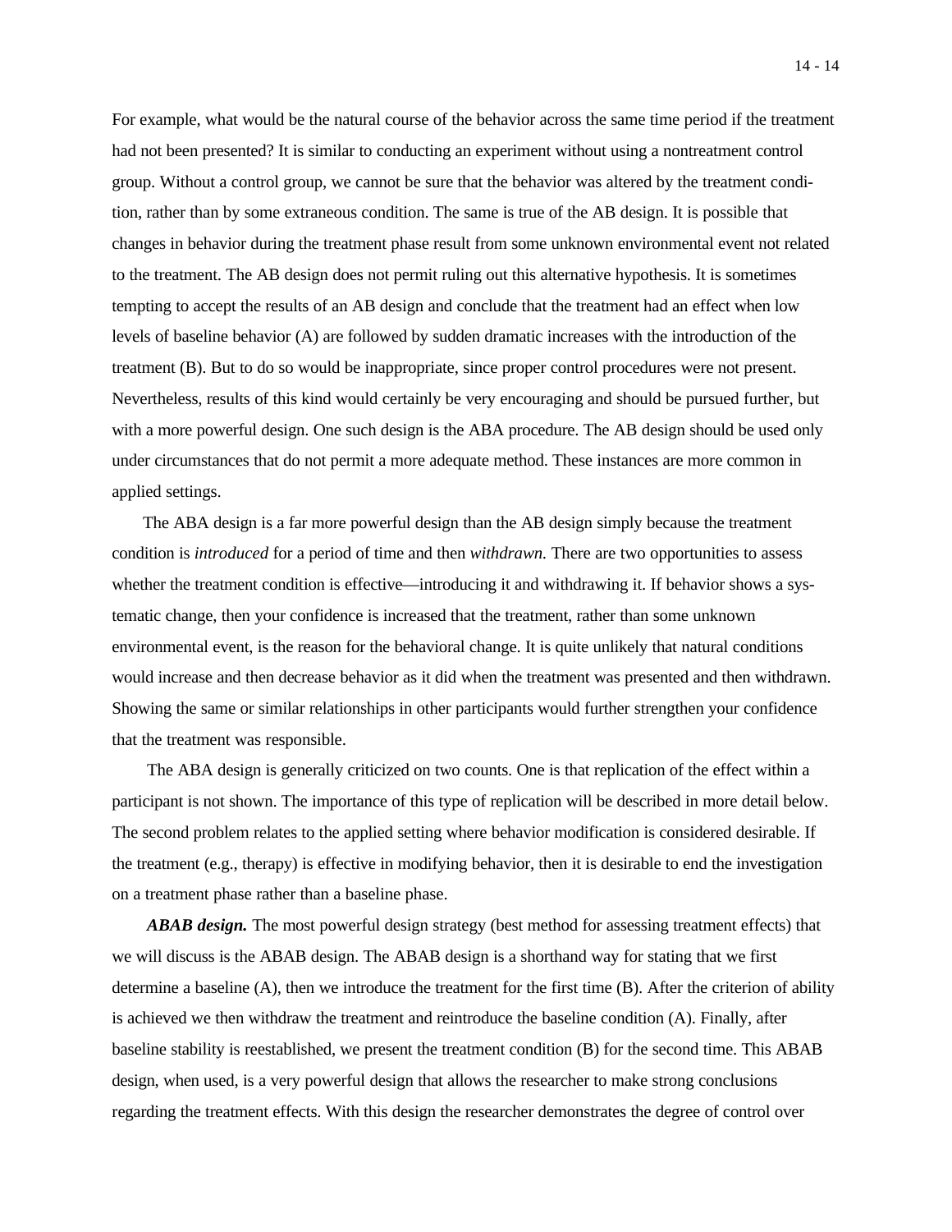For example, what would be the natural course of the behavior across the same time period if the treatment had not been presented? It is similar to conducting an experiment without using a nontreatment control group. Without a control group, we cannot be sure that the behavior was altered by the treatment condition, rather than by some extraneous condition. The same is true of the AB design. It is possible that changes in behavior during the treatment phase result from some unknown environmental event not related to the treatment. The AB design does not permit ruling out this alternative hypothesis. It is sometimes tempting to accept the results of an AB design and conclude that the treatment had an effect when low levels of baseline behavior (A) are followed by sudden dramatic increases with the introduction of the treatment (B). But to do so would be inappropriate, since proper control procedures were not present. Nevertheless, results of this kind would certainly be very encouraging and should be pursued further, but with a more powerful design. One such design is the ABA procedure. The AB design should be used only under circumstances that do not permit a more adequate method. These instances are more common in applied settings.

The ABA design is a far more powerful design than the AB design simply because the treatment condition is *introduced* for a period of time and then *withdrawn.* There are two opportunities to assess whether the treatment condition is effective—introducing it and withdrawing it. If behavior shows a systematic change, then your confidence is increased that the treatment, rather than some unknown environmental event, is the reason for the behavioral change. It is quite unlikely that natural conditions would increase and then decrease behavior as it did when the treatment was presented and then withdrawn. Showing the same or similar relationships in other participants would further strengthen your confidence that the treatment was responsible.

The ABA design is generally criticized on two counts. One is that replication of the effect within a participant is not shown. The importance of this type of replication will be described in more detail below. The second problem relates to the applied setting where behavior modification is considered desirable. If the treatment (e.g., therapy) is effective in modifying behavior, then it is desirable to end the investigation on a treatment phase rather than a baseline phase.

***ABAB design.*** The most powerful design strategy (best method for assessing treatment effects) that we will discuss is the ABAB design. The ABAB design is a shorthand way for stating that we first determine a baseline (A), then we introduce the treatment for the first time (B). After the criterion of ability is achieved we then withdraw the treatment and reintroduce the baseline condition (A). Finally, after baseline stability is reestablished, we present the treatment condition (B) for the second time. This ABAB design, when used, is a very powerful design that allows the researcher to make strong conclusions regarding the treatment effects. With this design the researcher demonstrates the degree of control over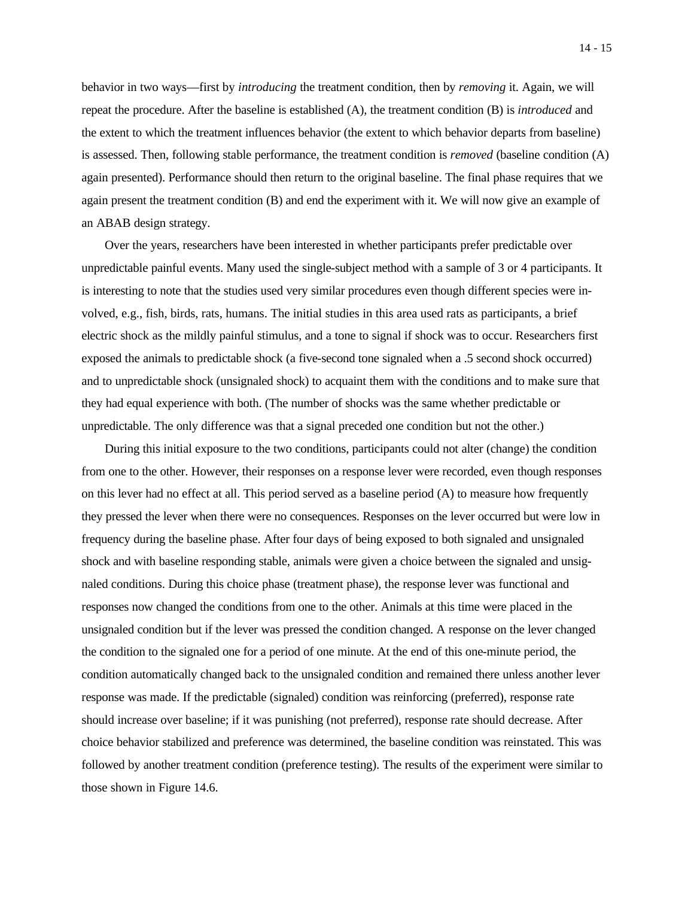behavior in two ways—first by *introducing* the treatment condition, then by *removing* it. Again, we will repeat the procedure. After the baseline is established (A), the treatment condition (B) is *introduced* and the extent to which the treatment influences behavior (the extent to which behavior departs from baseline) is assessed. Then, following stable performance, the treatment condition is *removed* (baseline condition (A) again presented). Performance should then return to the original baseline. The final phase requires that we again present the treatment condition (B) and end the experiment with it. We will now give an example of an ABAB design strategy.

Over the years, researchers have been interested in whether participants prefer predictable over unpredictable painful events. Many used the single-subject method with a sample of 3 or 4 participants. It is interesting to note that the studies used very similar procedures even though different species were involved, e.g., fish, birds, rats, humans. The initial studies in this area used rats as participants, a brief electric shock as the mildly painful stimulus, and a tone to signal if shock was to occur. Researchers first exposed the animals to predictable shock (a five-second tone signaled when a .5 second shock occurred) and to unpredictable shock (unsignaled shock) to acquaint them with the conditions and to make sure that they had equal experience with both. (The number of shocks was the same whether predictable or unpredictable. The only difference was that a signal preceded one condition but not the other.)

During this initial exposure to the two conditions, participants could not alter (change) the condition from one to the other. However, their responses on a response lever were recorded, even though responses on this lever had no effect at all. This period served as a baseline period (A) to measure how frequently they pressed the lever when there were no consequences. Responses on the lever occurred but were low in frequency during the baseline phase. After four days of being exposed to both signaled and unsignaled shock and with baseline responding stable, animals were given a choice between the signaled and unsignaled conditions. During this choice phase (treatment phase), the response lever was functional and responses now changed the conditions from one to the other. Animals at this time were placed in the unsignaled condition but if the lever was pressed the condition changed. A response on the lever changed the condition to the signaled one for a period of one minute. At the end of this one-minute period, the condition automatically changed back to the unsignaled condition and remained there unless another lever response was made. If the predictable (signaled) condition was reinforcing (preferred), response rate should increase over baseline; if it was punishing (not preferred), response rate should decrease. After choice behavior stabilized and preference was determined, the baseline condition was reinstated. This was followed by another treatment condition (preference testing). The results of the experiment were similar to those shown in Figure 14.6.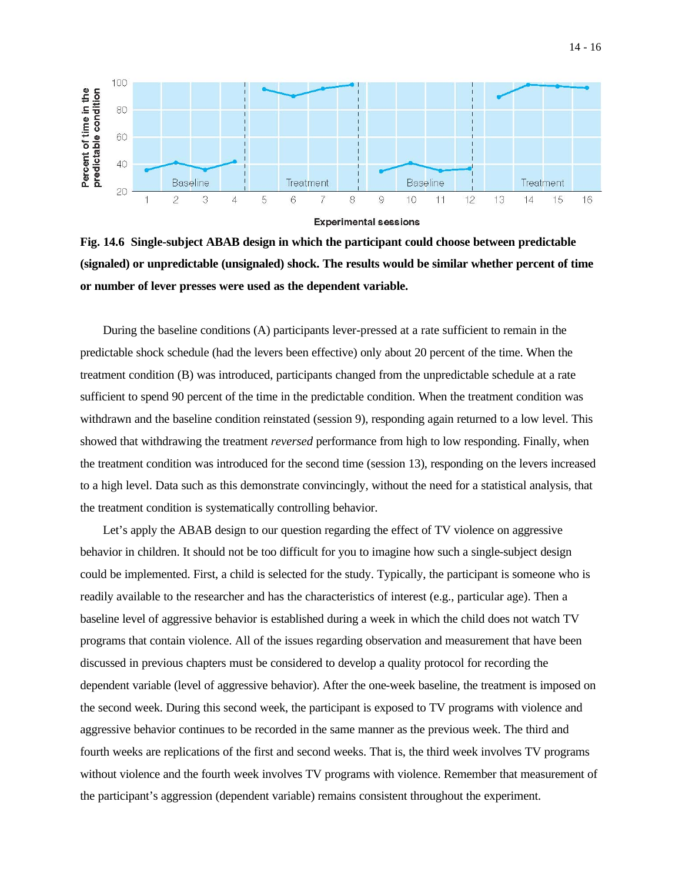Percent of time in the predictable condition

100
80
60
40
20

Baseline
Treatment
Baseline
Treatment

1 2 3 4 5 6 7 8 9 10 11 12 13 14 15 16

Experimental sessions

**Fig. 14.6 Single-subject ABAB design in which the participant could choose between predictable (signaled) or unpredictable (unsignaled) shock. The results would be similar whether percent of time or number of lever presses were used as the dependent variable.**

During the baseline conditions (A) participants lever-pressed at a rate sufficient to remain in the predictable shock schedule (had the levers been effective) only about 20 percent of the time. When the treatment condition (B) was introduced, participants changed from the unpredictable schedule at a rate sufficient to spend 90 percent of the time in the predictable condition. When the treatment condition was withdrawn and the baseline condition reinstated (session 9), responding again returned to a low level. This showed that withdrawing the treatment *reversed* performance from high to low responding. Finally, when the treatment condition was introduced for the second time (session 13), responding on the levers increased to a high level. Data such as this demonstrate convincingly, without the need for a statistical analysis, that the treatment condition is systematically controlling behavior.

Let's apply the ABAB design to our question regarding the effect of TV violence on aggressive behavior in children. It should not be too difficult for you to imagine how such a single-subject design could be implemented. First, a child is selected for the study. Typically, the participant is someone who is readily available to the researcher and has the characteristics of interest (e.g., particular age). Then a baseline level of aggressive behavior is established during a week in which the child does not watch TV programs that contain violence. All of the issues regarding observation and measurement that have been discussed in previous chapters must be considered to develop a quality protocol for recording the dependent variable (level of aggressive behavior). After the one-week baseline, the treatment is imposed on the second week. During this second week, the participant is exposed to TV programs with violence and aggressive behavior continues to be recorded in the same manner as the previous week. The third and fourth weeks are replications of the first and second weeks. That is, the third week involves TV programs without violence and the fourth week involves TV programs with violence. Remember that measurement of the participant's aggression (dependent variable) remains consistent throughout the experiment.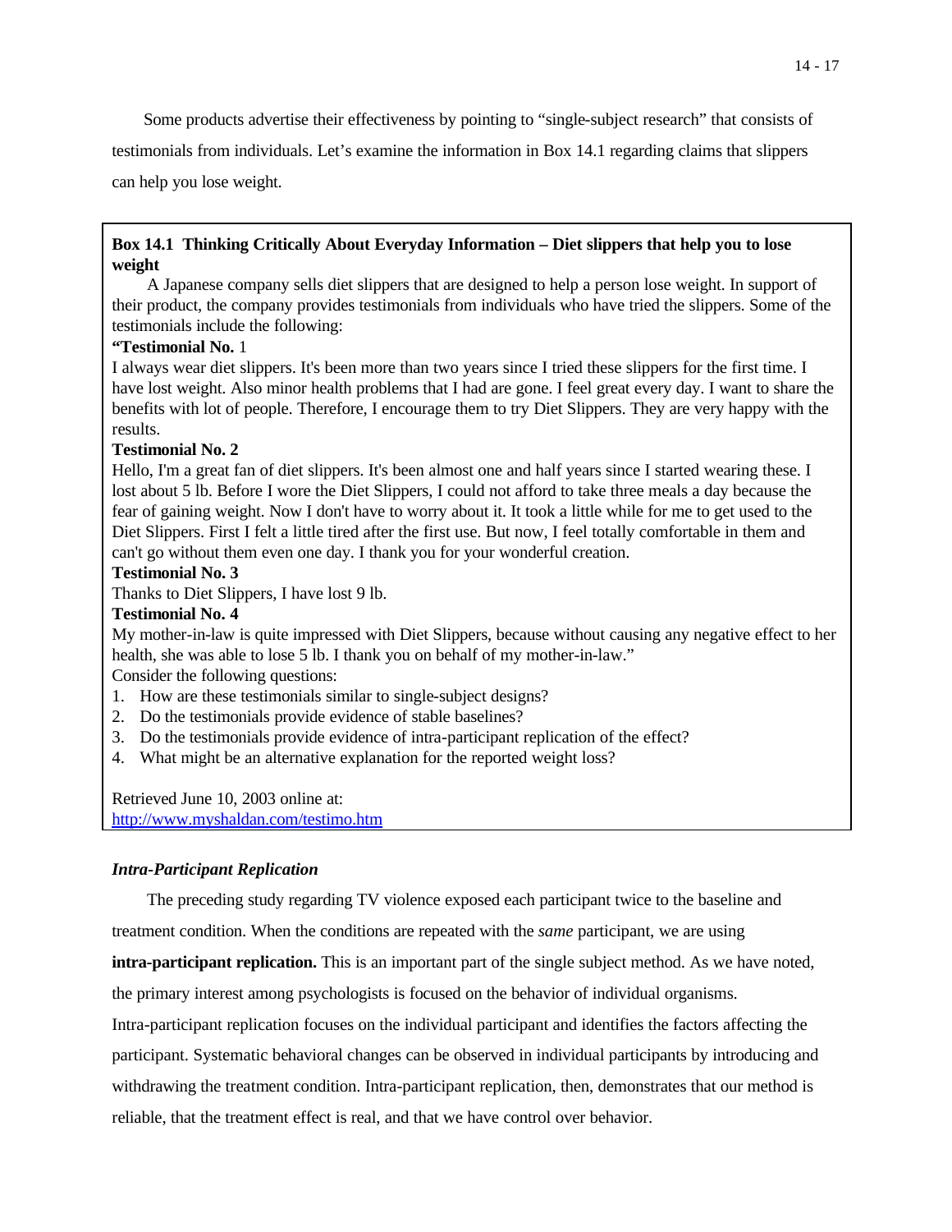Some products advertise their effectiveness by pointing to "single-subject research" that consists of testimonials from individuals. Let's examine the information in Box 14.1 regarding claims that slippers can help you lose weight.

> **Box 14.1 Thinking Critically About Everyday Information – Diet slippers that help you to lose weight**
>
> A Japanese company sells diet slippers that are designed to help a person lose weight. In support of their product, the company provides testimonials from individuals who have tried the slippers. Some of the testimonials include the following:
>
> **"Testimonial No.** 1
>
> I always wear diet slippers. It's been more than two years since I tried these slippers for the first time. I have lost weight. Also minor health problems that I had are gone. I feel great every day. I want to share the benefits with lot of people. Therefore, I encourage them to try Diet Slippers. They are very happy with the results.
>
> **Testimonial No. 2**
>
> Hello, I'm a great fan of diet slippers. It's been almost one and half years since I started wearing these. I lost about 5 lb. Before I wore the Diet Slippers, I could not afford to take three meals a day because the fear of gaining weight. Now I don't have to worry about it. It took a little while for me to get used to the Diet Slippers. First I felt a little tired after the first use. But now, I feel totally comfortable in them and can't go without them even one day. I thank you for your wonderful creation.
>
> **Testimonial No. 3**
>
> Thanks to Diet Slippers, I have lost 9 lb.
>
> **Testimonial No. 4**
>
> My mother-in-law is quite impressed with Diet Slippers, because without causing any negative effect to her health, she was able to lose 5 lb. I thank you on behalf of my mother-in-law."
>
> Consider the following questions:
>
> 1. How are these testimonials similar to single-subject designs?
> 2. Do the testimonials provide evidence of stable baselines?
> 3. Do the testimonials provide evidence of intra-participant replication of the effect?
> 4. What might be an alternative explanation for the reported weight loss?
>
> Retrieved June 10, 2003 online at:
> http://www.myshaldan.com/testimo.htm

### *Intra-Participant Replication*

The preceding study regarding TV violence exposed each participant twice to the baseline and treatment condition. When the conditions are repeated with the *same* participant, we are using **intra-participant replication.** This is an important part of the single subject method. As we have noted, the primary interest among psychologists is focused on the behavior of individual organisms. Intra-participant replication focuses on the individual participant and identifies the factors affecting the participant. Systematic behavioral changes can be observed in individual participants by introducing and withdrawing the treatment condition. Intra-participant replication, then, demonstrates that our method is reliable, that the treatment effect is real, and that we have control over behavior.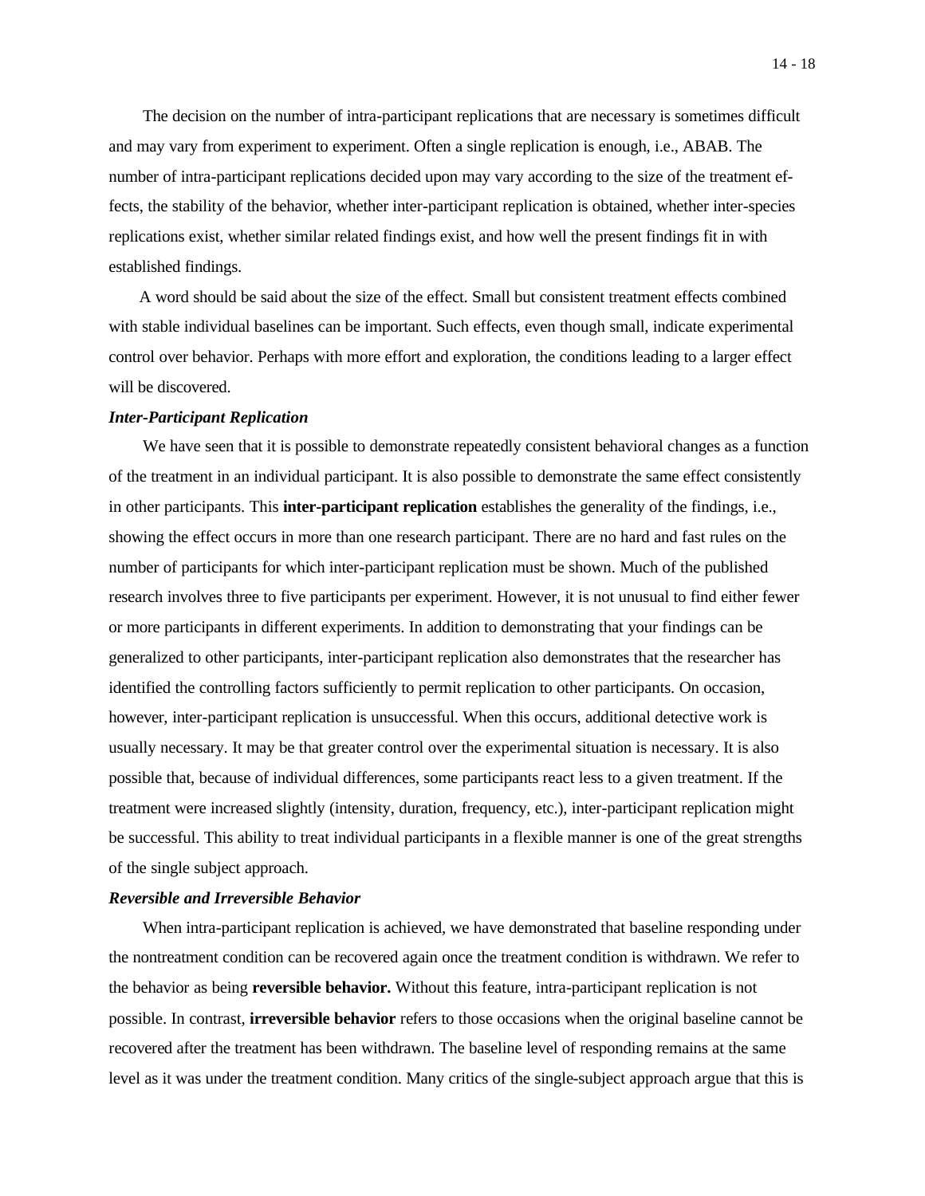The decision on the number of intra-participant replications that are necessary is sometimes difficult and may vary from experiment to experiment. Often a single replication is enough, i.e., ABAB. The number of intra-participant replications decided upon may vary according to the size of the treatment effects, the stability of the behavior, whether inter-participant replication is obtained, whether inter-species replications exist, whether similar related findings exist, and how well the present findings fit in with established findings.

A word should be said about the size of the effect. Small but consistent treatment effects combined with stable individual baselines can be important. Such effects, even though small, indicate experimental control over behavior. Perhaps with more effort and exploration, the conditions leading to a larger effect will be discovered.

### *Inter-Participant Replication*

We have seen that it is possible to demonstrate repeatedly consistent behavioral changes as a function of the treatment in an individual participant. It is also possible to demonstrate the same effect consistently in other participants. This **inter-participant replication** establishes the generality of the findings, i.e., showing the effect occurs in more than one research participant. There are no hard and fast rules on the number of participants for which inter-participant replication must be shown. Much of the published research involves three to five participants per experiment. However, it is not unusual to find either fewer or more participants in different experiments. In addition to demonstrating that your findings can be generalized to other participants, inter-participant replication also demonstrates that the researcher has identified the controlling factors sufficiently to permit replication to other participants. On occasion, however, inter-participant replication is unsuccessful. When this occurs, additional detective work is usually necessary. It may be that greater control over the experimental situation is necessary. It is also possible that, because of individual differences, some participants react less to a given treatment. If the treatment were increased slightly (intensity, duration, frequency, etc.), inter-participant replication might be successful. This ability to treat individual participants in a flexible manner is one of the great strengths of the single subject approach.

### *Reversible and Irreversible Behavior*

When intra-participant replication is achieved, we have demonstrated that baseline responding under the nontreatment condition can be recovered again once the treatment condition is withdrawn. We refer to the behavior as being **reversible behavior.** Without this feature, intra-participant replication is not possible. In contrast, **irreversible behavior** refers to those occasions when the original baseline cannot be recovered after the treatment has been withdrawn. The baseline level of responding remains at the same level as it was under the treatment condition. Many critics of the single-subject approach argue that this is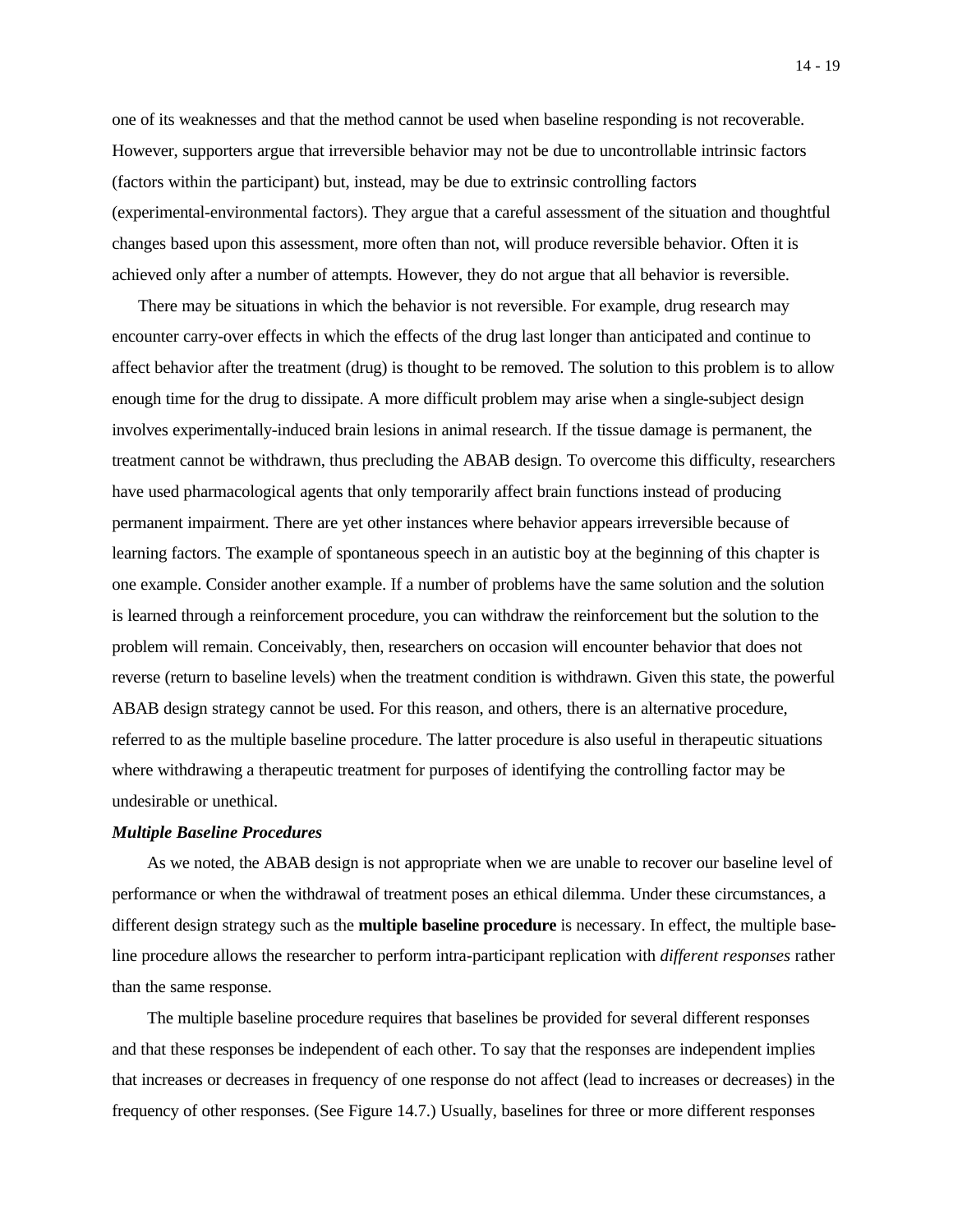one of its weaknesses and that the method cannot be used when baseline responding is not recoverable. However, supporters argue that irreversible behavior may not be due to uncontrollable intrinsic factors (factors within the participant) but, instead, may be due to extrinsic controlling factors (experimental-environmental factors). They argue that a careful assessment of the situation and thoughtful changes based upon this assessment, more often than not, will produce reversible behavior. Often it is achieved only after a number of attempts. However, they do not argue that all behavior is reversible.

There may be situations in which the behavior is not reversible. For example, drug research may encounter carry-over effects in which the effects of the drug last longer than anticipated and continue to affect behavior after the treatment (drug) is thought to be removed. The solution to this problem is to allow enough time for the drug to dissipate. A more difficult problem may arise when a single-subject design involves experimentally-induced brain lesions in animal research. If the tissue damage is permanent, the treatment cannot be withdrawn, thus precluding the ABAB design. To overcome this difficulty, researchers have used pharmacological agents that only temporarily affect brain functions instead of producing permanent impairment. There are yet other instances where behavior appears irreversible because of learning factors. The example of spontaneous speech in an autistic boy at the beginning of this chapter is one example. Consider another example. If a number of problems have the same solution and the solution is learned through a reinforcement procedure, you can withdraw the reinforcement but the solution to the problem will remain. Conceivably, then, researchers on occasion will encounter behavior that does not reverse (return to baseline levels) when the treatment condition is withdrawn. Given this state, the powerful ABAB design strategy cannot be used. For this reason, and others, there is an alternative procedure, referred to as the multiple baseline procedure. The latter procedure is also useful in therapeutic situations where withdrawing a therapeutic treatment for purposes of identifying the controlling factor may be undesirable or unethical.

***Multiple Baseline Procedures***

As we noted, the ABAB design is not appropriate when we are unable to recover our baseline level of performance or when the withdrawal of treatment poses an ethical dilemma. Under these circumstances, a different design strategy such as the **multiple baseline procedure** is necessary. In effect, the multiple baseline procedure allows the researcher to perform intra-participant replication with *different responses* rather than the same response.

The multiple baseline procedure requires that baselines be provided for several different responses and that these responses be independent of each other. To say that the responses are independent implies that increases or decreases in frequency of one response do not affect (lead to increases or decreases) in the frequency of other responses. (See Figure 14.7.) Usually, baselines for three or more different responses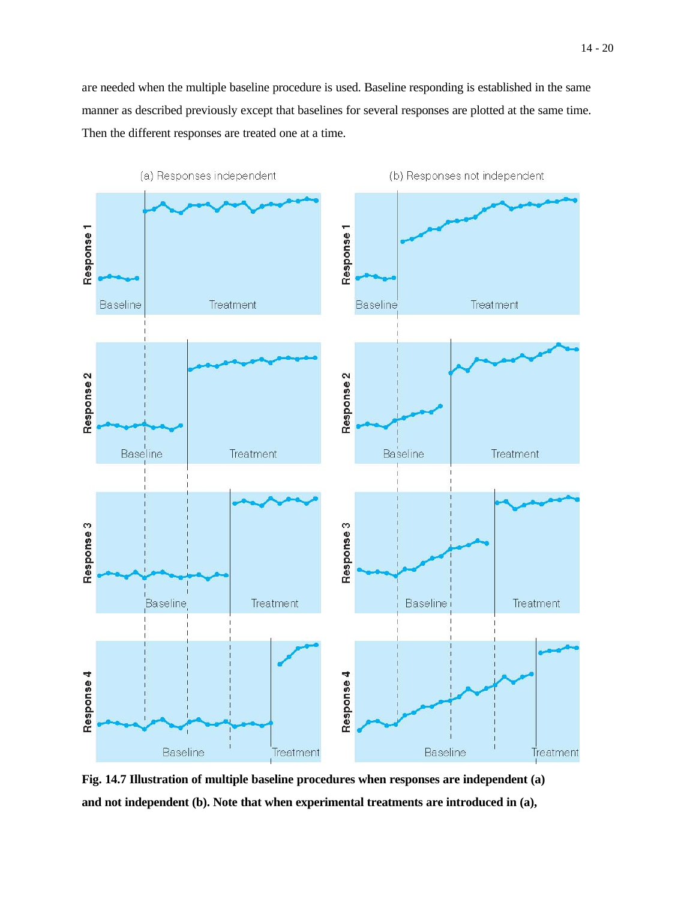are needed when the multiple baseline procedure is used. Baseline responding is established in the same manner as described previously except that baselines for several responses are plotted at the same time. Then the different responses are treated one at a time.

(a) Responses independent

(b) Responses not independent

Response 1

Baseline

Treatment

Response 2

Baseline

Treatment

Response 3

Baseline

Treatment

Response 4

Baseline

Treatment

**Fig. 14.7 Illustration of multiple baseline procedures when responses are independent (a) and not independent (b). Note that when experimental treatments are introduced in (a),**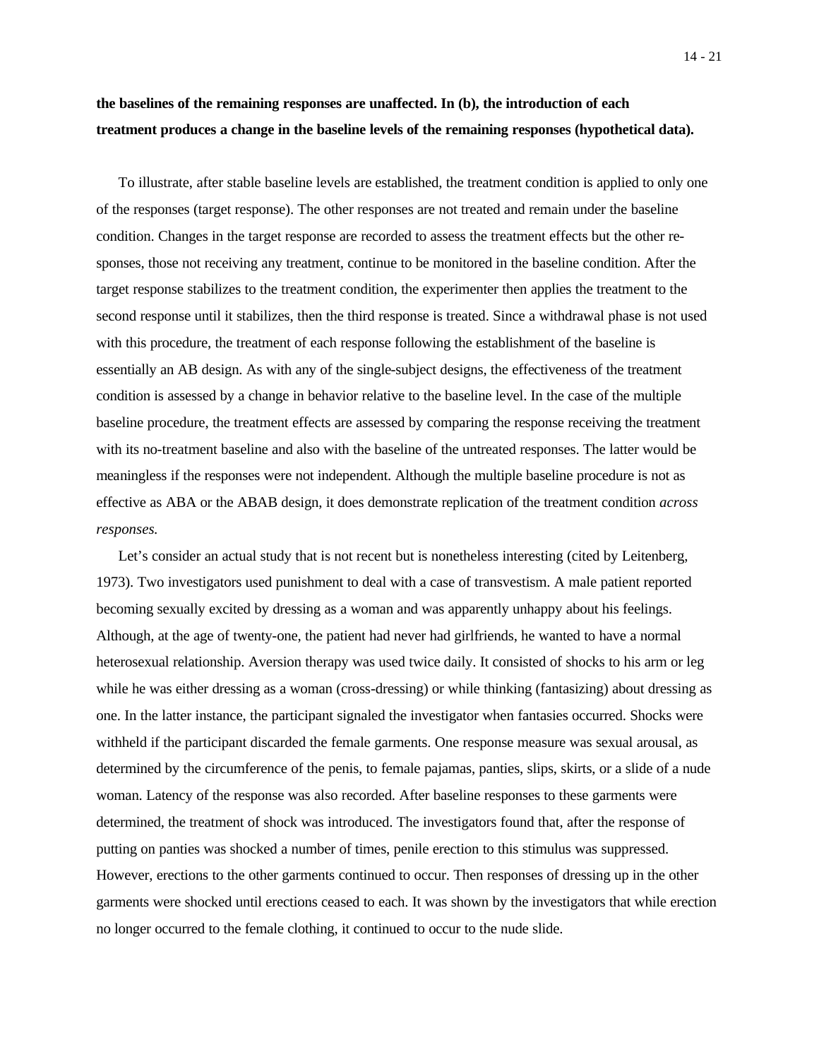**the baselines of the remaining responses are unaffected. In (b), the introduction of each treatment produces a change in the baseline levels of the remaining responses (hypothetical data).**

To illustrate, after stable baseline levels are established, the treatment condition is applied to only one of the responses (target response). The other responses are not treated and remain under the baseline condition. Changes in the target response are recorded to assess the treatment effects but the other responses, those not receiving any treatment, continue to be monitored in the baseline condition. After the target response stabilizes to the treatment condition, the experimenter then applies the treatment to the second response until it stabilizes, then the third response is treated. Since a withdrawal phase is not used with this procedure, the treatment of each response following the establishment of the baseline is essentially an AB design. As with any of the single-subject designs, the effectiveness of the treatment condition is assessed by a change in behavior relative to the baseline level. In the case of the multiple baseline procedure, the treatment effects are assessed by comparing the response receiving the treatment with its no-treatment baseline and also with the baseline of the untreated responses. The latter would be meaningless if the responses were not independent. Although the multiple baseline procedure is not as effective as ABA or the ABAB design, it does demonstrate replication of the treatment condition *across responses.*

Let's consider an actual study that is not recent but is nonetheless interesting (cited by Leitenberg, 1973). Two investigators used punishment to deal with a case of transvestism. A male patient reported becoming sexually excited by dressing as a woman and was apparently unhappy about his feelings. Although, at the age of twenty-one, the patient had never had girlfriends, he wanted to have a normal heterosexual relationship. Aversion therapy was used twice daily. It consisted of shocks to his arm or leg while he was either dressing as a woman (cross-dressing) or while thinking (fantasizing) about dressing as one. In the latter instance, the participant signaled the investigator when fantasies occurred. Shocks were withheld if the participant discarded the female garments. One response measure was sexual arousal, as determined by the circumference of the penis, to female pajamas, panties, slips, skirts, or a slide of a nude woman. Latency of the response was also recorded. After baseline responses to these garments were determined, the treatment of shock was introduced. The investigators found that, after the response of putting on panties was shocked a number of times, penile erection to this stimulus was suppressed. However, erections to the other garments continued to occur. Then responses of dressing up in the other garments were shocked until erections ceased to each. It was shown by the investigators that while erection no longer occurred to the female clothing, it continued to occur to the nude slide.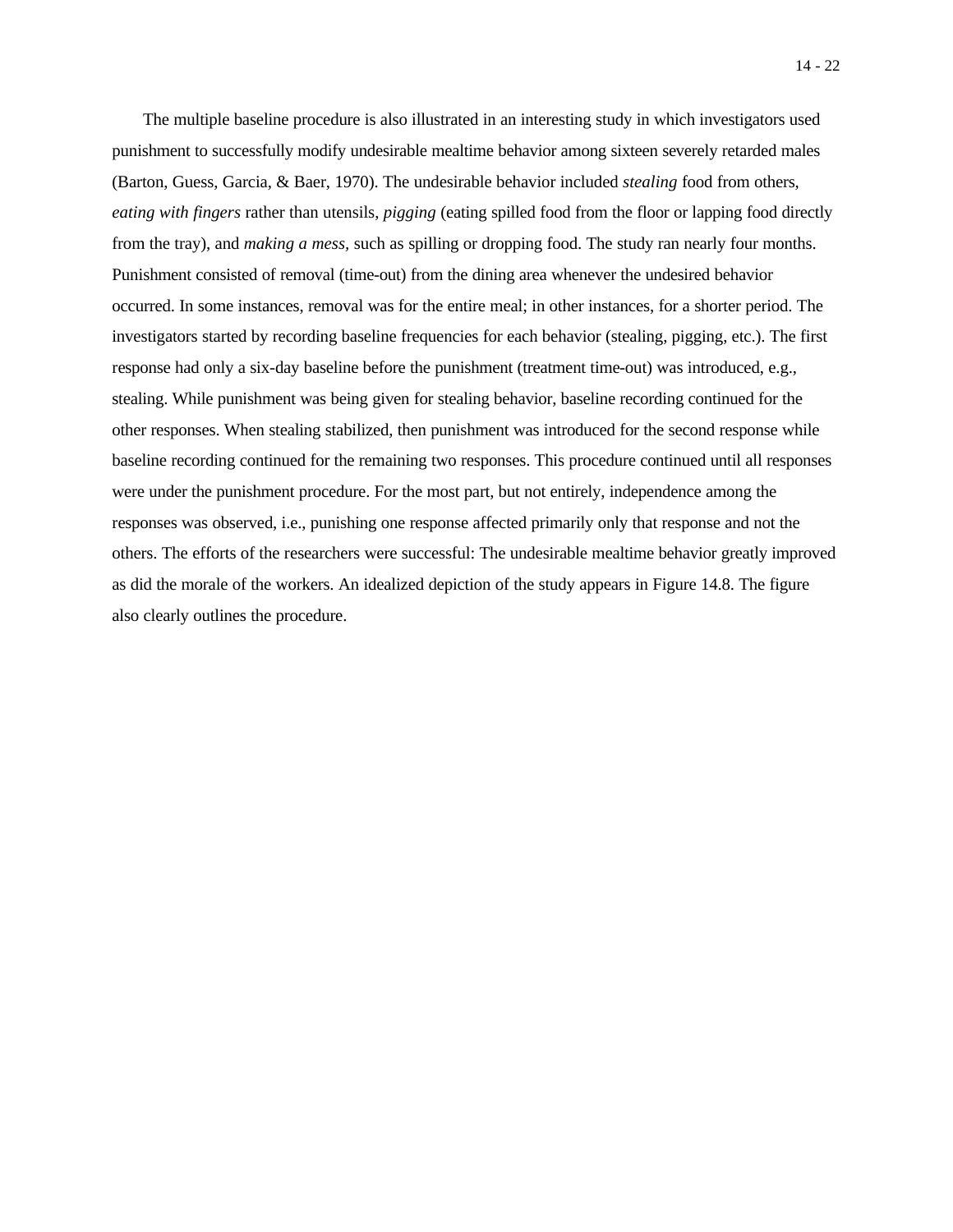The multiple baseline procedure is also illustrated in an interesting study in which investigators used punishment to successfully modify undesirable mealtime behavior among sixteen severely retarded males (Barton, Guess, Garcia, & Baer, 1970). The undesirable behavior included *stealing* food from others, *eating with fingers* rather than utensils, *pigging* (eating spilled food from the floor or lapping food directly from the tray), and *making a mess,* such as spilling or dropping food. The study ran nearly four months. Punishment consisted of removal (time-out) from the dining area whenever the undesired behavior occurred. In some instances, removal was for the entire meal; in other instances, for a shorter period. The investigators started by recording baseline frequencies for each behavior (stealing, pigging, etc.). The first response had only a six-day baseline before the punishment (treatment time-out) was introduced, e.g., stealing. While punishment was being given for stealing behavior, baseline recording continued for the other responses. When stealing stabilized, then punishment was introduced for the second response while baseline recording continued for the remaining two responses. This procedure continued until all responses were under the punishment procedure. For the most part, but not entirely, independence among the responses was observed, i.e., punishing one response affected primarily only that response and not the others. The efforts of the researchers were successful: The undesirable mealtime behavior greatly improved as did the morale of the workers. An idealized depiction of the study appears in Figure 14.8. The figure also clearly outlines the procedure.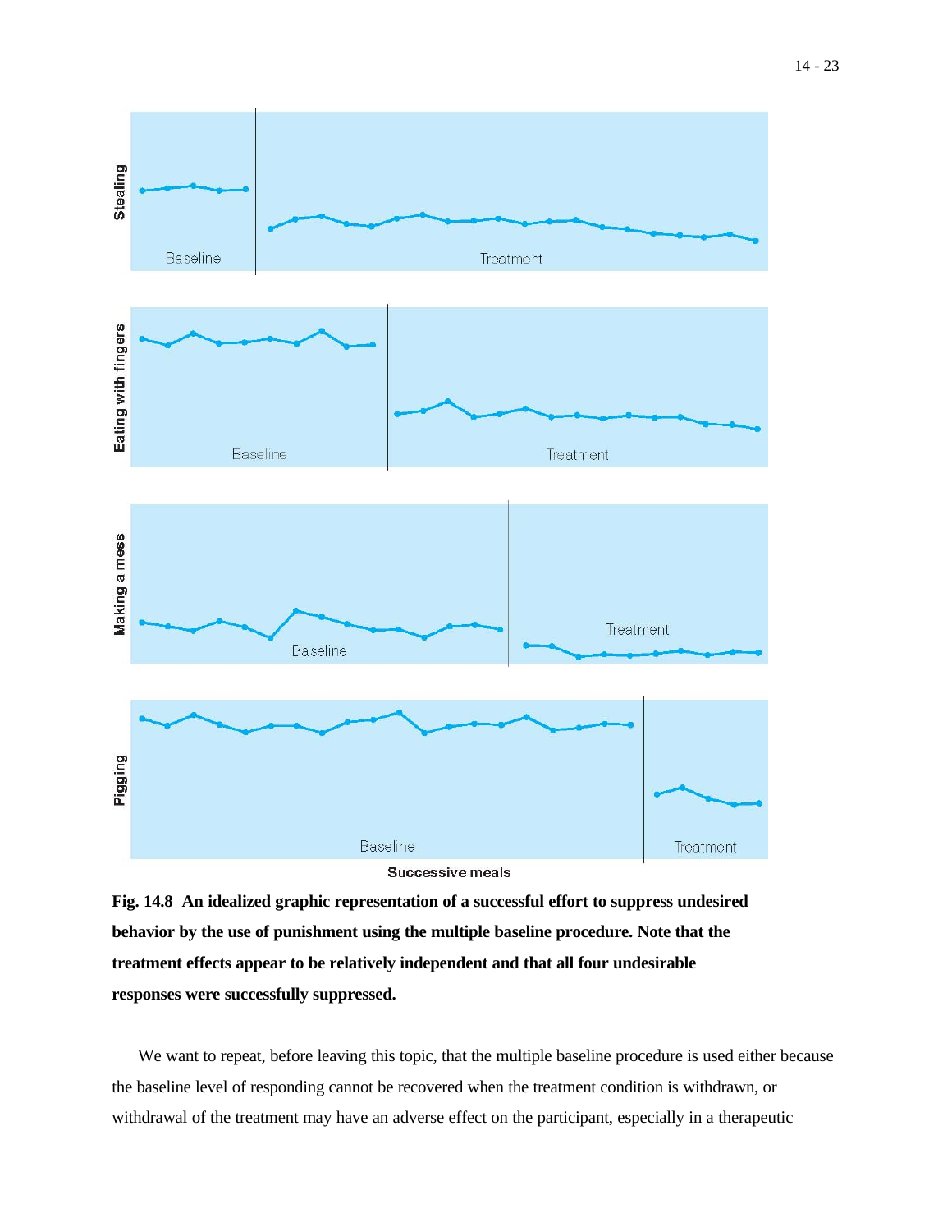Stealing

Baseline

Treatment

Eating with fingers

Baseline

Treatment

Making a mess

Baseline

Treatment

Pigging

Baseline

Treatment

Successive meals

**Fig. 14.8 An idealized graphic representation of a successful effort to suppress undesired behavior by the use of punishment using the multiple baseline procedure. Note that the treatment effects appear to be relatively independent and that all four undesirable responses were successfully suppressed.**

We want to repeat, before leaving this topic, that the multiple baseline procedure is used either because the baseline level of responding cannot be recovered when the treatment condition is withdrawn, or withdrawal of the treatment may have an adverse effect on the participant, especially in a therapeutic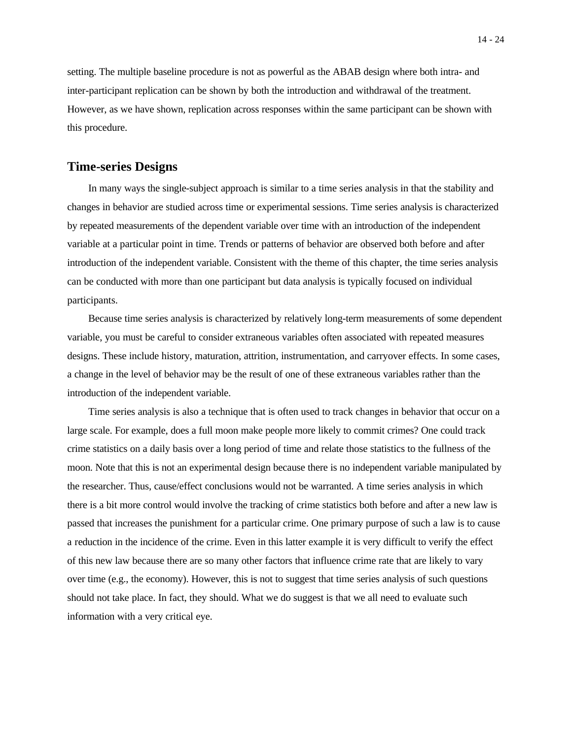setting. The multiple baseline procedure is not as powerful as the ABAB design where both intra- and inter-participant replication can be shown by both the introduction and withdrawal of the treatment. However, as we have shown, replication across responses within the same participant can be shown with this procedure.

## Time-series Designs

In many ways the single-subject approach is similar to a time series analysis in that the stability and changes in behavior are studied across time or experimental sessions. Time series analysis is characterized by repeated measurements of the dependent variable over time with an introduction of the independent variable at a particular point in time. Trends or patterns of behavior are observed both before and after introduction of the independent variable. Consistent with the theme of this chapter, the time series analysis can be conducted with more than one participant but data analysis is typically focused on individual participants.

Because time series analysis is characterized by relatively long-term measurements of some dependent variable, you must be careful to consider extraneous variables often associated with repeated measures designs. These include history, maturation, attrition, instrumentation, and carryover effects. In some cases, a change in the level of behavior may be the result of one of these extraneous variables rather than the introduction of the independent variable.

Time series analysis is also a technique that is often used to track changes in behavior that occur on a large scale. For example, does a full moon make people more likely to commit crimes? One could track crime statistics on a daily basis over a long period of time and relate those statistics to the fullness of the moon. Note that this is not an experimental design because there is no independent variable manipulated by the researcher. Thus, cause/effect conclusions would not be warranted. A time series analysis in which there is a bit more control would involve the tracking of crime statistics both before and after a new law is passed that increases the punishment for a particular crime. One primary purpose of such a law is to cause a reduction in the incidence of the crime. Even in this latter example it is very difficult to verify the effect of this new law because there are so many other factors that influence crime rate that are likely to vary over time (e.g., the economy). However, this is not to suggest that time series analysis of such questions should not take place. In fact, they should. What we do suggest is that we all need to evaluate such information with a very critical eye.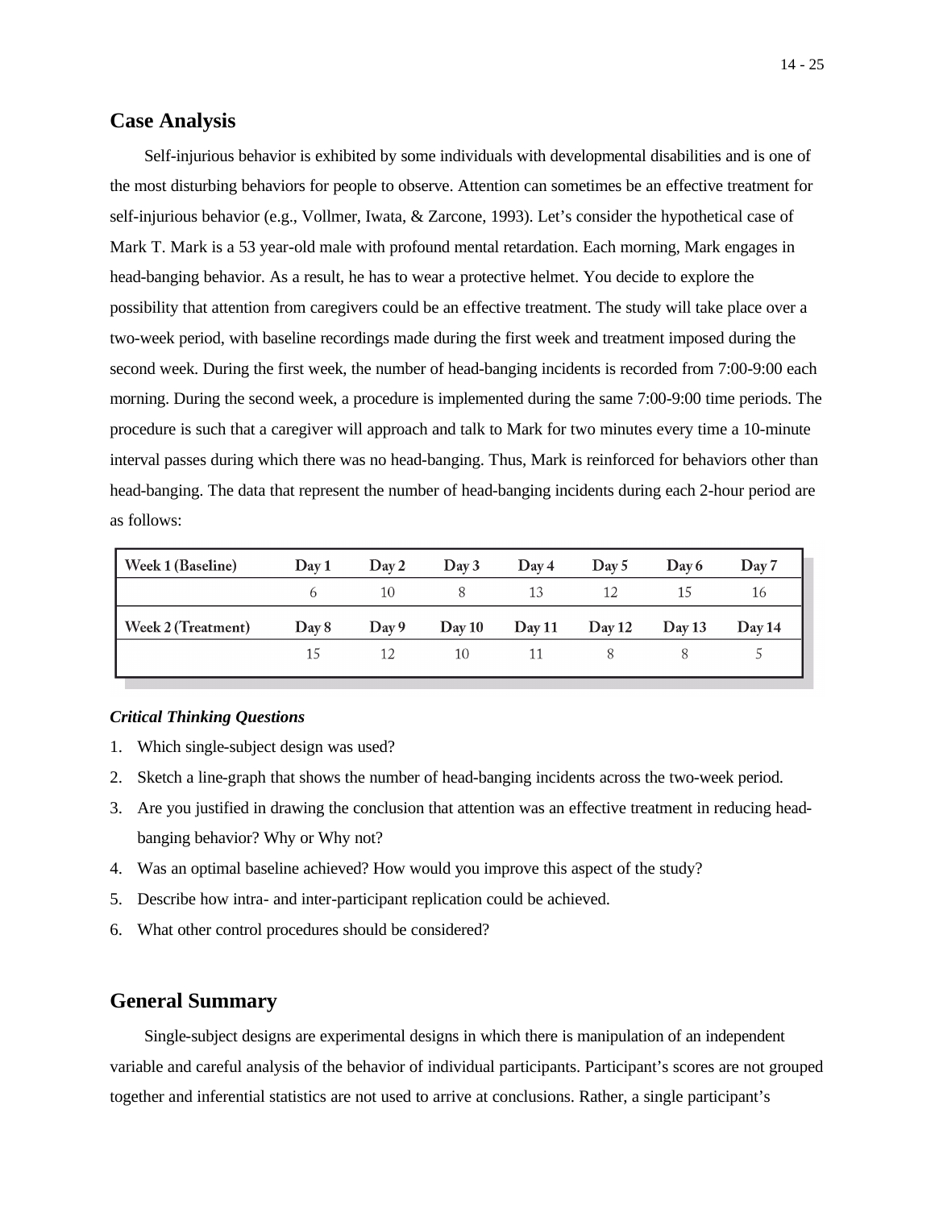## Case Analysis

Self-injurious behavior is exhibited by some individuals with developmental disabilities and is one of the most disturbing behaviors for people to observe. Attention can sometimes be an effective treatment for self-injurious behavior (e.g., Vollmer, Iwata, & Zarcone, 1993). Let's consider the hypothetical case of Mark T. Mark is a 53 year-old male with profound mental retardation. Each morning, Mark engages in head-banging behavior. As a result, he has to wear a protective helmet. You decide to explore the possibility that attention from caregivers could be an effective treatment. The study will take place over a two-week period, with baseline recordings made during the first week and treatment imposed during the second week. During the first week, the number of head-banging incidents is recorded from 7:00-9:00 each morning. During the second week, a procedure is implemented during the same 7:00-9:00 time periods. The procedure is such that a caregiver will approach and talk to Mark for two minutes every time a 10-minute interval passes during which there was no head-banging. Thus, Mark is reinforced for behaviors other than head-banging. The data that represent the number of head-banging incidents during each 2-hour period are as follows:

| Week 1 (Baseline) | Day 1 | Day 2 | Day 3 | Day 4 | Day 5 | Day 6 | Day 7 |
|---|---|---|---|---|---|---|---|
| | 6 | 10 | 8 | 13 | 12 | 15 | 16 |
| **Week 2 (Treatment)** | **Day 8** | **Day 9** | **Day 10** | **Day 11** | **Day 12** | **Day 13** | **Day 14** |
| | 15 | 12 | 10 | 11 | 8 | 8 | 5 |

### *Critical Thinking Questions*

1. Which single-subject design was used?
2. Sketch a line-graph that shows the number of head-banging incidents across the two-week period.
3. Are you justified in drawing the conclusion that attention was an effective treatment in reducing head-banging behavior? Why or Why not?
4. Was an optimal baseline achieved? How would you improve this aspect of the study?
5. Describe how intra- and inter-participant replication could be achieved.
6. What other control procedures should be considered?

## General Summary

Single-subject designs are experimental designs in which there is manipulation of an independent variable and careful analysis of the behavior of individual participants. Participant's scores are not grouped together and inferential statistics are not used to arrive at conclusions. Rather, a single participant's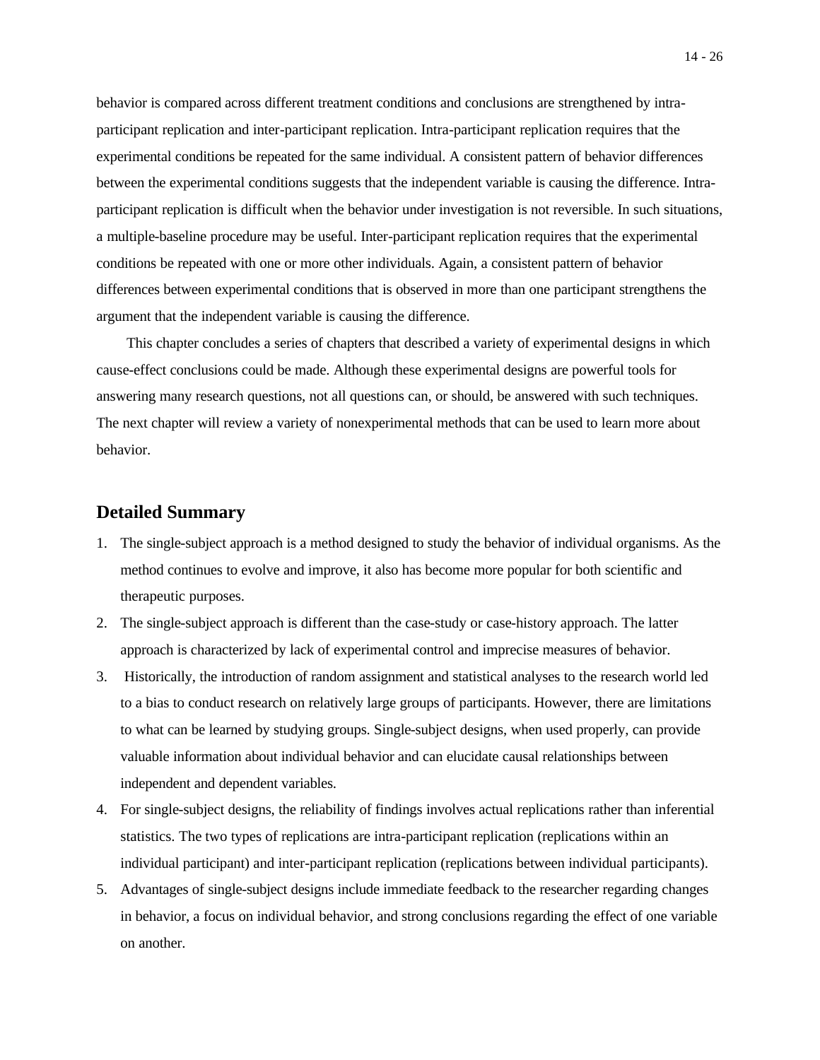behavior is compared across different treatment conditions and conclusions are strengthened by intra-participant replication and inter-participant replication. Intra-participant replication requires that the experimental conditions be repeated for the same individual. A consistent pattern of behavior differences between the experimental conditions suggests that the independent variable is causing the difference. Intra-participant replication is difficult when the behavior under investigation is not reversible. In such situations, a multiple-baseline procedure may be useful. Inter-participant replication requires that the experimental conditions be repeated with one or more other individuals. Again, a consistent pattern of behavior differences between experimental conditions that is observed in more than one participant strengthens the argument that the independent variable is causing the difference.

This chapter concludes a series of chapters that described a variety of experimental designs in which cause-effect conclusions could be made. Although these experimental designs are powerful tools for answering many research questions, not all questions can, or should, be answered with such techniques. The next chapter will review a variety of nonexperimental methods that can be used to learn more about behavior.

## Detailed Summary

1. The single-subject approach is a method designed to study the behavior of individual organisms. As the method continues to evolve and improve, it also has become more popular for both scientific and therapeutic purposes.
2. The single-subject approach is different than the case-study or case-history approach. The latter approach is characterized by lack of experimental control and imprecise measures of behavior.
3. Historically, the introduction of random assignment and statistical analyses to the research world led to a bias to conduct research on relatively large groups of participants. However, there are limitations to what can be learned by studying groups. Single-subject designs, when used properly, can provide valuable information about individual behavior and can elucidate causal relationships between independent and dependent variables.
4. For single-subject designs, the reliability of findings involves actual replications rather than inferential statistics. The two types of replications are intra-participant replication (replications within an individual participant) and inter-participant replication (replications between individual participants).
5. Advantages of single-subject designs include immediate feedback to the researcher regarding changes in behavior, a focus on individual behavior, and strong conclusions regarding the effect of one variable on another.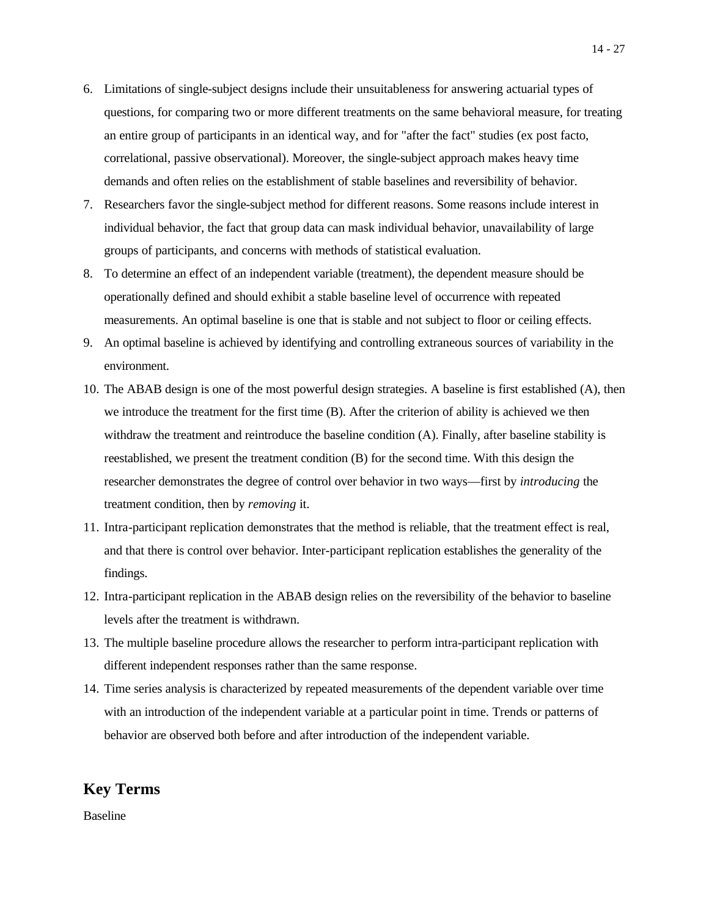6. Limitations of single-subject designs include their unsuitableness for answering actuarial types of questions, for comparing two or more different treatments on the same behavioral measure, for treating an entire group of participants in an identical way, and for "after the fact" studies (ex post facto, correlational, passive observational). Moreover, the single-subject approach makes heavy time demands and often relies on the establishment of stable baselines and reversibility of behavior.
7. Researchers favor the single-subject method for different reasons. Some reasons include interest in individual behavior, the fact that group data can mask individual behavior, unavailability of large groups of participants, and concerns with methods of statistical evaluation.
8. To determine an effect of an independent variable (treatment), the dependent measure should be operationally defined and should exhibit a stable baseline level of occurrence with repeated measurements. An optimal baseline is one that is stable and not subject to floor or ceiling effects.
9. An optimal baseline is achieved by identifying and controlling extraneous sources of variability in the environment.
10. The ABAB design is one of the most powerful design strategies. A baseline is first established (A), then we introduce the treatment for the first time (B). After the criterion of ability is achieved we then withdraw the treatment and reintroduce the baseline condition (A). Finally, after baseline stability is reestablished, we present the treatment condition (B) for the second time. With this design the researcher demonstrates the degree of control over behavior in two ways—first by *introducing* the treatment condition, then by *removing* it.
11. Intra-participant replication demonstrates that the method is reliable, that the treatment effect is real, and that there is control over behavior. Inter-participant replication establishes the generality of the findings.
12. Intra-participant replication in the ABAB design relies on the reversibility of the behavior to baseline levels after the treatment is withdrawn.
13. The multiple baseline procedure allows the researcher to perform intra-participant replication with different independent responses rather than the same response.
14. Time series analysis is characterized by repeated measurements of the dependent variable over time with an introduction of the independent variable at a particular point in time. Trends or patterns of behavior are observed both before and after introduction of the independent variable.

## Key Terms

Baseline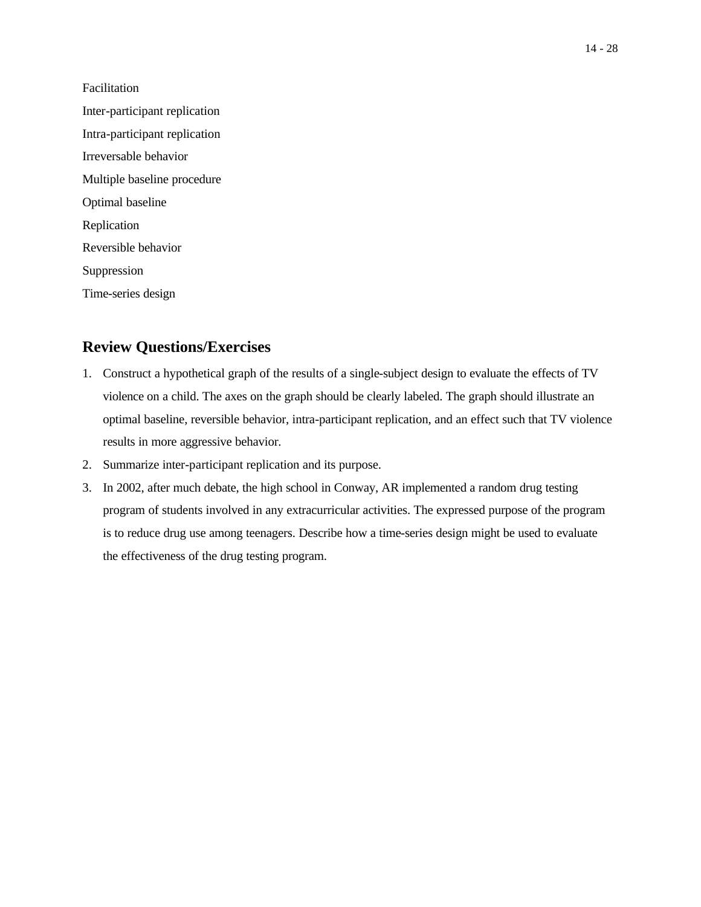Facilitation

Inter-participant replication

Intra-participant replication

Irreversable behavior

Multiple baseline procedure

Optimal baseline

Replication

Reversible behavior

Suppression

Time-series design

## Review Questions/Exercises

1. Construct a hypothetical graph of the results of a single-subject design to evaluate the effects of TV violence on a child. The axes on the graph should be clearly labeled. The graph should illustrate an optimal baseline, reversible behavior, intra-participant replication, and an effect such that TV violence results in more aggressive behavior.
2. Summarize inter-participant replication and its purpose.
3. In 2002, after much debate, the high school in Conway, AR implemented a random drug testing program of students involved in any extracurricular activities. The expressed purpose of the program is to reduce drug use among teenagers. Describe how a time-series design might be used to evaluate the effectiveness of the drug testing program.